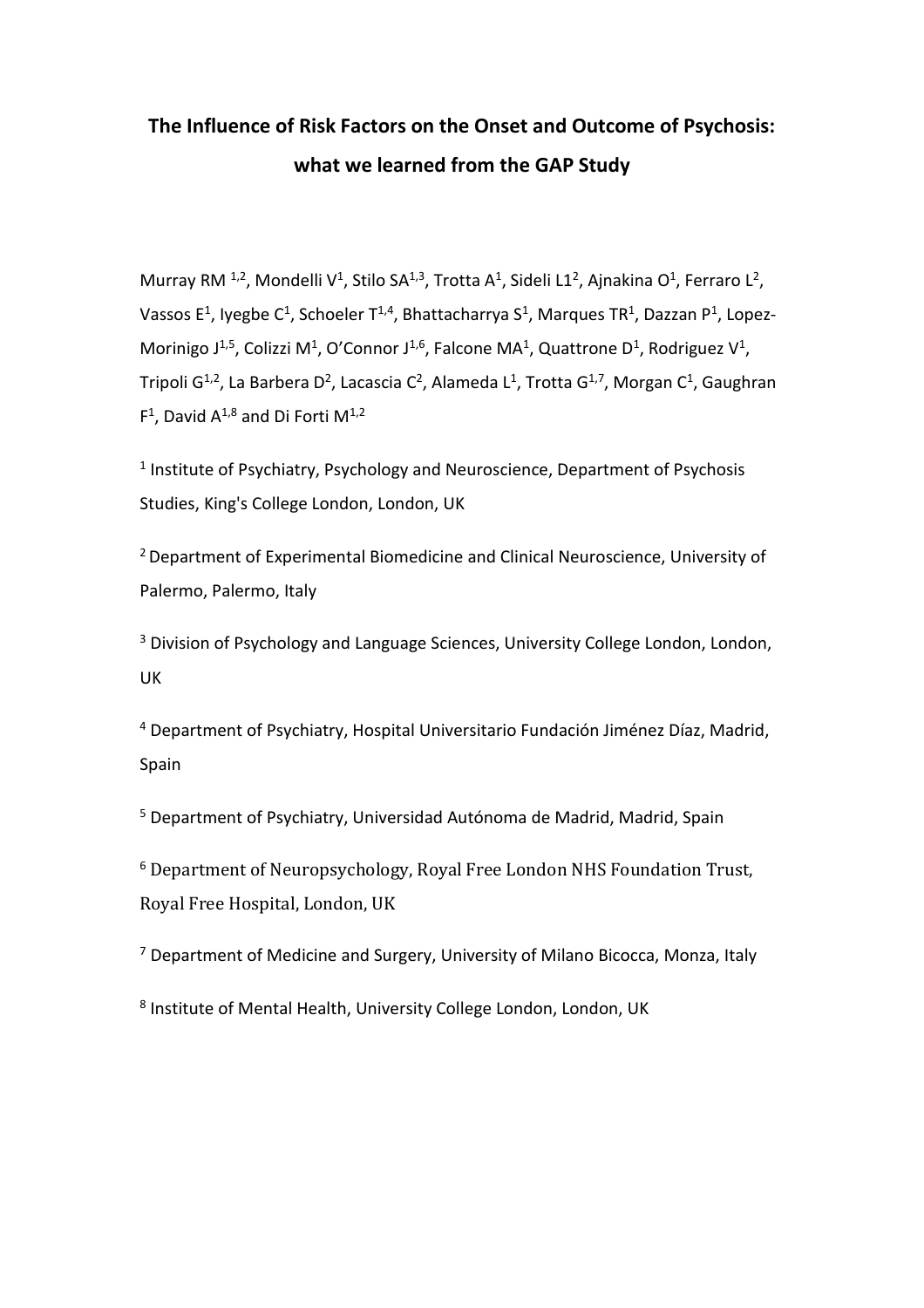# The Influence of Risk Factors on the Onset and Outcome of Psychosis: what we learned from the GAP Study

Murray RM [1,2], Mondelli V[1], Stilo SA[1,3], Trotta A[1], Sideli L1[2], Ajnakina O[1], Ferraro L[2], Vassos E[1], Iyegbe C[1], Schoeler T[1,4], Bhattacharrya S[1], Marques TR[1], Dazzan P[1], Lopez-Morinigo J[1,5], Colizzi M[1], O'Connor J[1,6], Falcone MA[1], Quattrone D[1], Rodriguez V[1], Tripoli G[1,2], La Barbera D[2], Lacascia C[2], Alameda L[1], Trotta G[1,7], Morgan C[1], Gaughran F[1], David A[1,8] and Di Forti M[1,2]

[1] Institute of Psychiatry, Psychology and Neuroscience, Department of Psychosis Studies, King's College London, London, UK

[2] Department of Experimental Biomedicine and Clinical Neuroscience, University of Palermo, Palermo, Italy

[3] Division of Psychology and Language Sciences, University College London, London, UK

[4] Department of Psychiatry, Hospital Universitario Fundación Jiménez Díaz, Madrid, Spain

[5] Department of Psychiatry, Universidad Autónoma de Madrid, Madrid, Spain

[6] Department of Neuropsychology, Royal Free London NHS Foundation Trust, Royal Free Hospital, London, UK

[7] Department of Medicine and Surgery, University of Milano Bicocca, Monza, Italy

[8] Institute of Mental Health, University College London, London, UK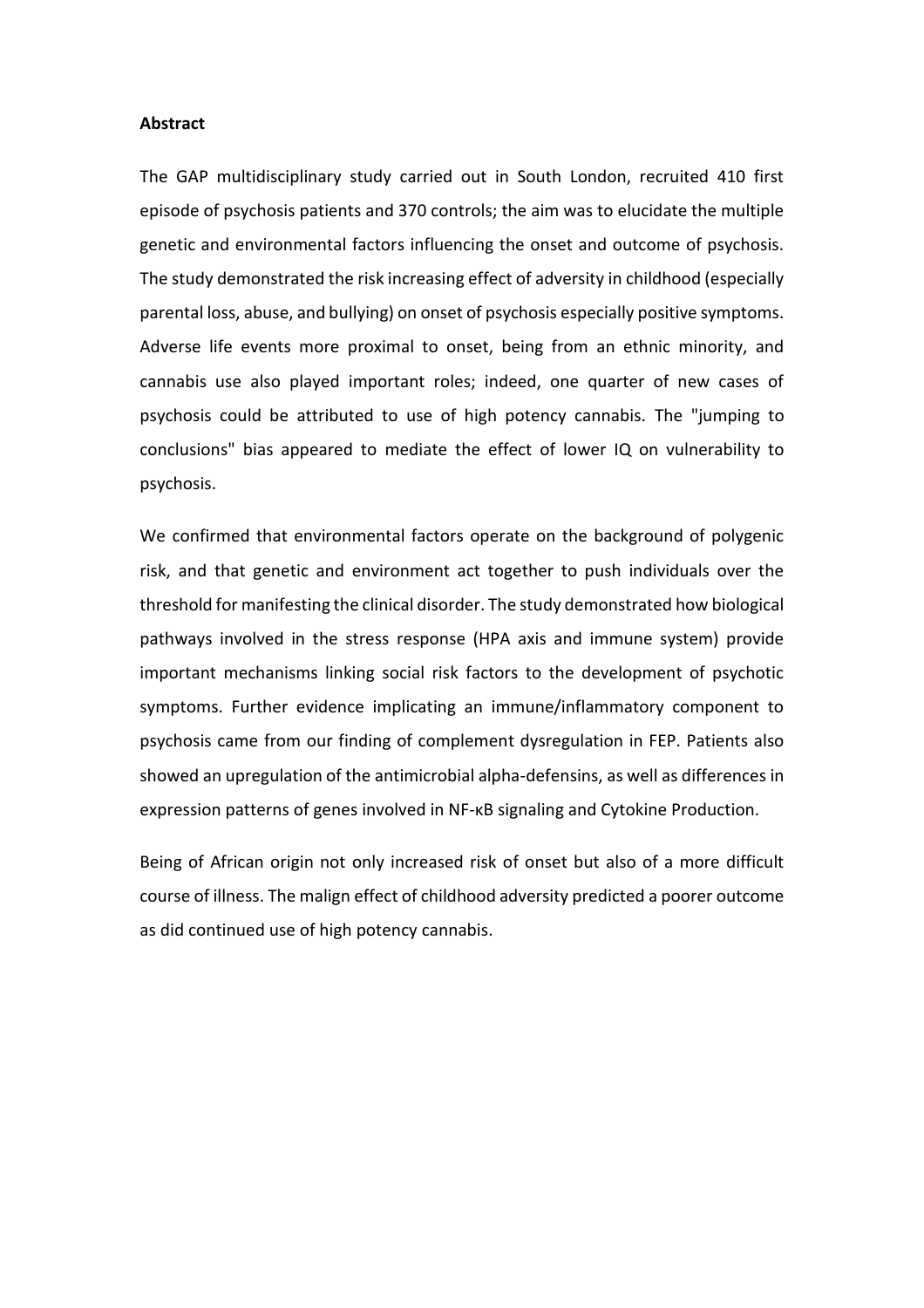**Abstract**

The GAP multidisciplinary study carried out in South London, recruited 410 first episode of psychosis patients and 370 controls; the aim was to elucidate the multiple genetic and environmental factors influencing the onset and outcome of psychosis. The study demonstrated the risk increasing effect of adversity in childhood (especially parental loss, abuse, and bullying) on onset of psychosis especially positive symptoms. Adverse life events more proximal to onset, being from an ethnic minority, and cannabis use also played important roles; indeed, one quarter of new cases of psychosis could be attributed to use of high potency cannabis. The "jumping to conclusions" bias appeared to mediate the effect of lower IQ on vulnerability to psychosis.

We confirmed that environmental factors operate on the background of polygenic risk, and that genetic and environment act together to push individuals over the threshold for manifesting the clinical disorder. The study demonstrated how biological pathways involved in the stress response (HPA axis and immune system) provide important mechanisms linking social risk factors to the development of psychotic symptoms. Further evidence implicating an immune/inflammatory component to psychosis came from our finding of complement dysregulation in FEP. Patients also showed an upregulation of the antimicrobial alpha-defensins, as well as differences in expression patterns of genes involved in NF-κB signaling and Cytokine Production.

Being of African origin not only increased risk of onset but also of a more difficult course of illness. The malign effect of childhood adversity predicted a poorer outcome as did continued use of high potency cannabis.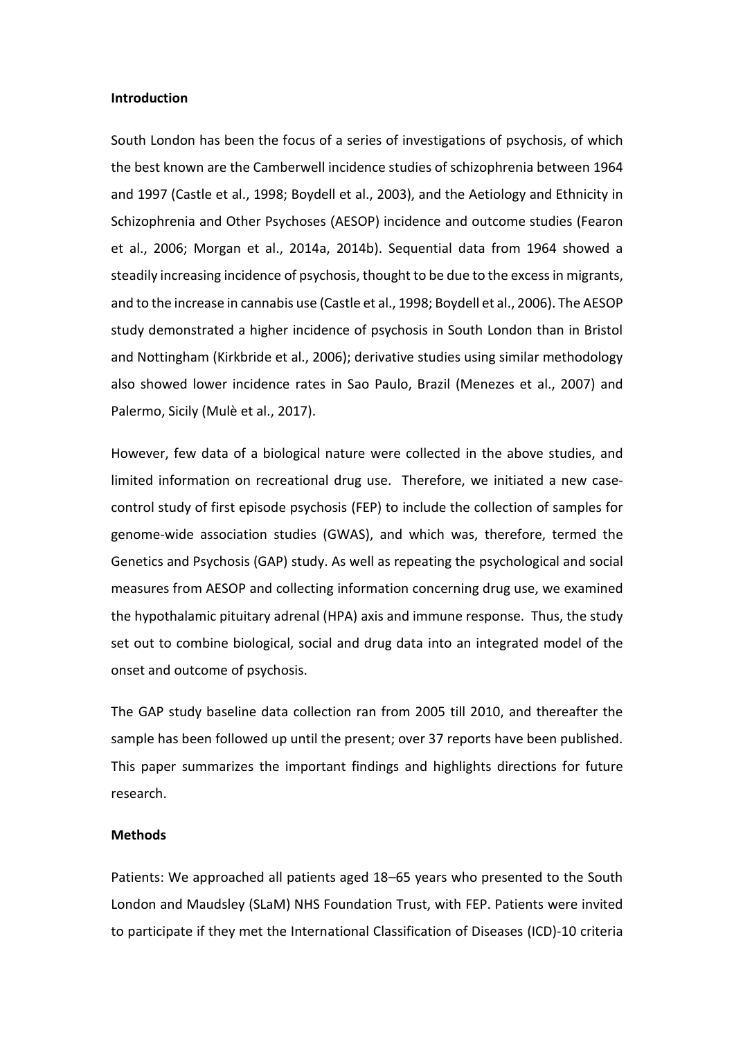## Introduction

South London has been the focus of a series of investigations of psychosis, of which the best known are the Camberwell incidence studies of schizophrenia between 1964 and 1997 (Castle et al., 1998; Boydell et al., 2003), and the Aetiology and Ethnicity in Schizophrenia and Other Psychoses (AESOP) incidence and outcome studies (Fearon et al., 2006; Morgan et al., 2014a, 2014b). Sequential data from 1964 showed a steadily increasing incidence of psychosis, thought to be due to the excess in migrants, and to the increase in cannabis use (Castle et al., 1998; Boydell et al., 2006). The AESOP study demonstrated a higher incidence of psychosis in South London than in Bristol and Nottingham (Kirkbride et al., 2006); derivative studies using similar methodology also showed lower incidence rates in Sao Paulo, Brazil (Menezes et al., 2007) and Palermo, Sicily (Mulè et al., 2017).

However, few data of a biological nature were collected in the above studies, and limited information on recreational drug use. Therefore, we initiated a new case-control study of first episode psychosis (FEP) to include the collection of samples for genome-wide association studies (GWAS), and which was, therefore, termed the Genetics and Psychosis (GAP) study. As well as repeating the psychological and social measures from AESOP and collecting information concerning drug use, we examined the hypothalamic pituitary adrenal (HPA) axis and immune response. Thus, the study set out to combine biological, social and drug data into an integrated model of the onset and outcome of psychosis.

The GAP study baseline data collection ran from 2005 till 2010, and thereafter the sample has been followed up until the present; over 37 reports have been published. This paper summarizes the important findings and highlights directions for future research.

## Methods

Patients: We approached all patients aged 18–65 years who presented to the South London and Maudsley (SLaM) NHS Foundation Trust, with FEP. Patients were invited to participate if they met the International Classification of Diseases (ICD)-10 criteria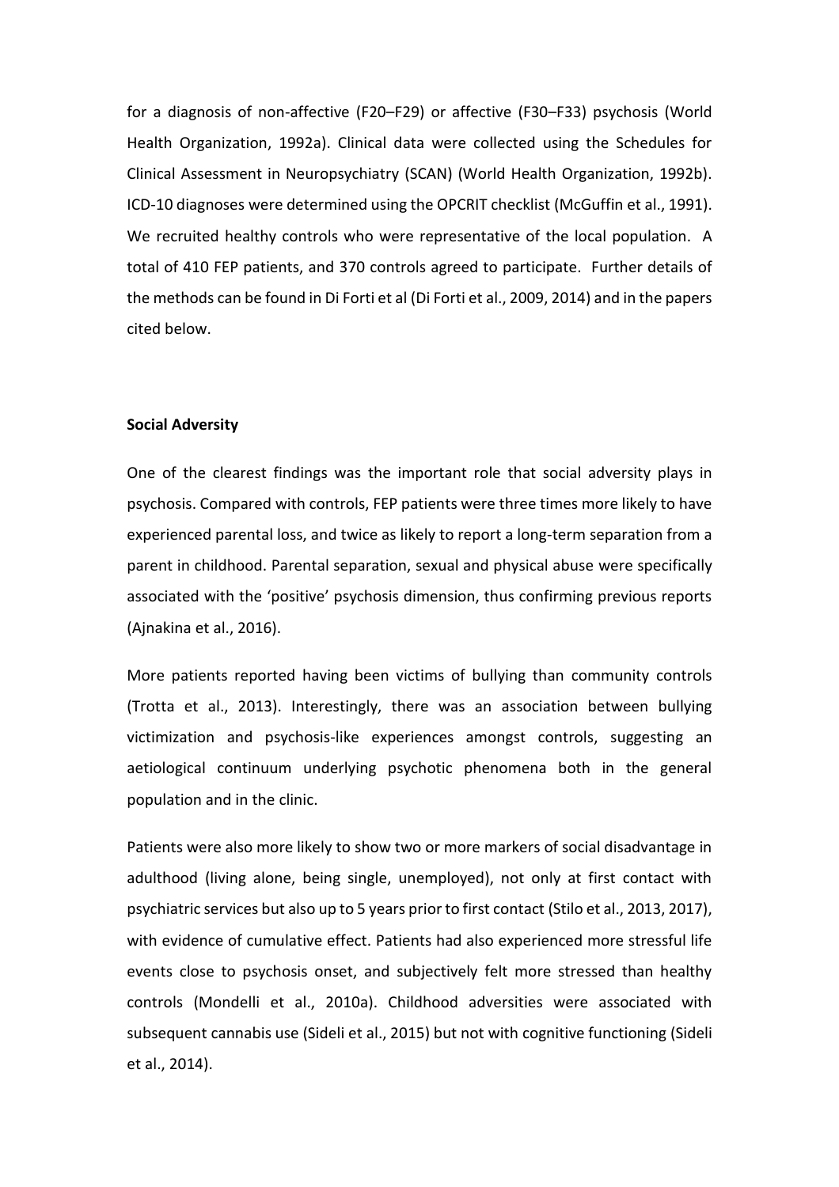for a diagnosis of non-affective (F20–F29) or affective (F30–F33) psychosis (World Health Organization, 1992a). Clinical data were collected using the Schedules for Clinical Assessment in Neuropsychiatry (SCAN) (World Health Organization, 1992b). ICD-10 diagnoses were determined using the OPCRIT checklist (McGuffin et al., 1991). We recruited healthy controls who were representative of the local population. A total of 410 FEP patients, and 370 controls agreed to participate. Further details of the methods can be found in Di Forti et al (Di Forti et al., 2009, 2014) and in the papers cited below.

**Social Adversity**

One of the clearest findings was the important role that social adversity plays in psychosis. Compared with controls, FEP patients were three times more likely to have experienced parental loss, and twice as likely to report a long-term separation from a parent in childhood. Parental separation, sexual and physical abuse were specifically associated with the 'positive' psychosis dimension, thus confirming previous reports (Ajnakina et al., 2016).

More patients reported having been victims of bullying than community controls (Trotta et al., 2013). Interestingly, there was an association between bullying victimization and psychosis-like experiences amongst controls, suggesting an aetiological continuum underlying psychotic phenomena both in the general population and in the clinic.

Patients were also more likely to show two or more markers of social disadvantage in adulthood (living alone, being single, unemployed), not only at first contact with psychiatric services but also up to 5 years prior to first contact (Stilo et al., 2013, 2017), with evidence of cumulative effect. Patients had also experienced more stressful life events close to psychosis onset, and subjectively felt more stressed than healthy controls (Mondelli et al., 2010a). Childhood adversities were associated with subsequent cannabis use (Sideli et al., 2015) but not with cognitive functioning (Sideli et al., 2014).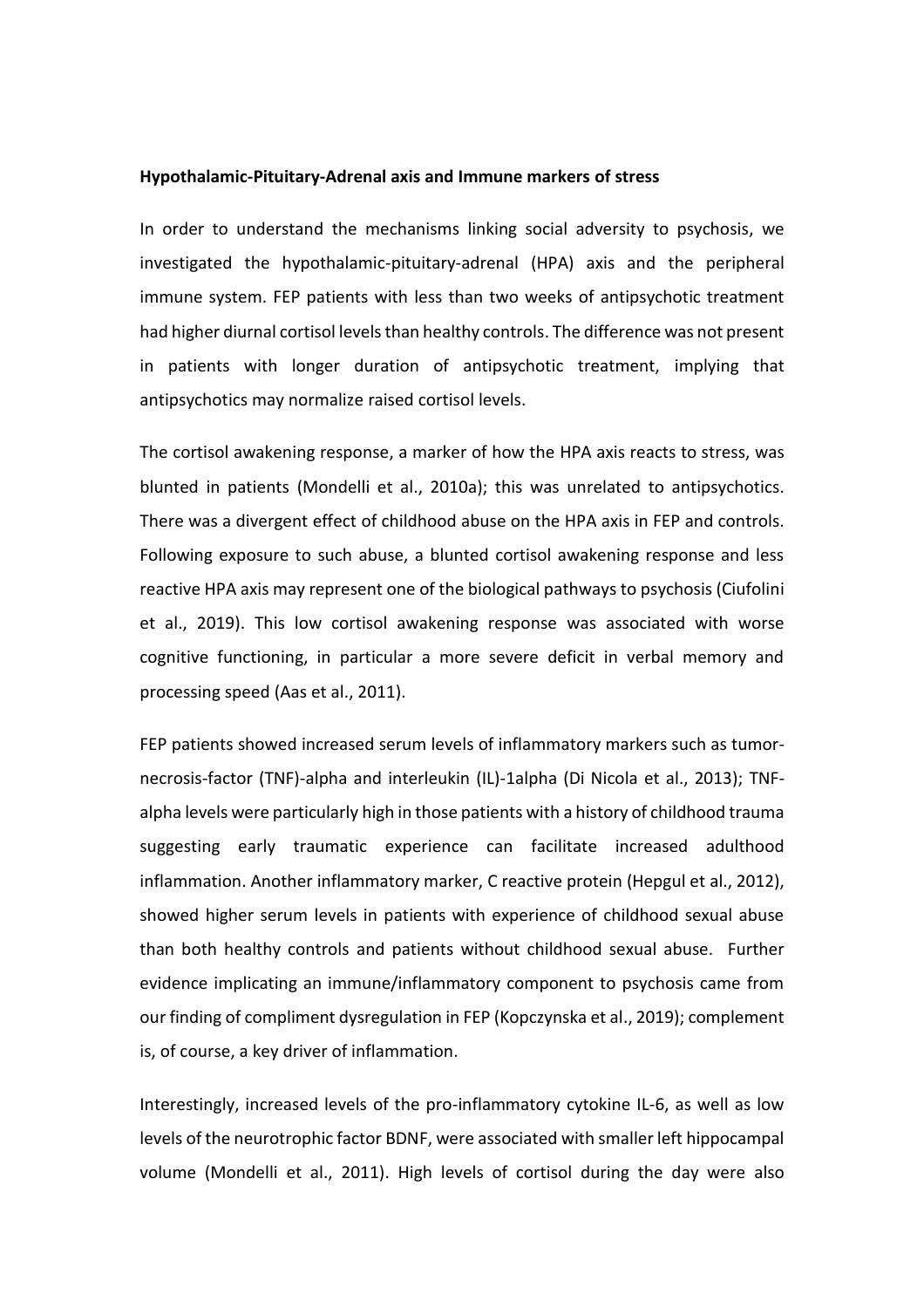**Hypothalamic-Pituitary-Adrenal axis and Immune markers of stress**

In order to understand the mechanisms linking social adversity to psychosis, we investigated the hypothalamic-pituitary-adrenal (HPA) axis and the peripheral immune system. FEP patients with less than two weeks of antipsychotic treatment had higher diurnal cortisol levels than healthy controls. The difference was not present in patients with longer duration of antipsychotic treatment, implying that antipsychotics may normalize raised cortisol levels.

The cortisol awakening response, a marker of how the HPA axis reacts to stress, was blunted in patients (Mondelli et al., 2010a); this was unrelated to antipsychotics. There was a divergent effect of childhood abuse on the HPA axis in FEP and controls. Following exposure to such abuse, a blunted cortisol awakening response and less reactive HPA axis may represent one of the biological pathways to psychosis (Ciufolini et al., 2019). This low cortisol awakening response was associated with worse cognitive functioning, in particular a more severe deficit in verbal memory and processing speed (Aas et al., 2011).

FEP patients showed increased serum levels of inflammatory markers such as tumor-necrosis-factor (TNF)-alpha and interleukin (IL)-1alpha (Di Nicola et al., 2013); TNF-alpha levels were particularly high in those patients with a history of childhood trauma suggesting early traumatic experience can facilitate increased adulthood inflammation. Another inflammatory marker, C reactive protein (Hepgul et al., 2012), showed higher serum levels in patients with experience of childhood sexual abuse than both healthy controls and patients without childhood sexual abuse. Further evidence implicating an immune/inflammatory component to psychosis came from our finding of compliment dysregulation in FEP (Kopczynska et al., 2019); complement is, of course, a key driver of inflammation.

Interestingly, increased levels of the pro-inflammatory cytokine IL-6, as well as low levels of the neurotrophic factor BDNF, were associated with smaller left hippocampal volume (Mondelli et al., 2011). High levels of cortisol during the day were also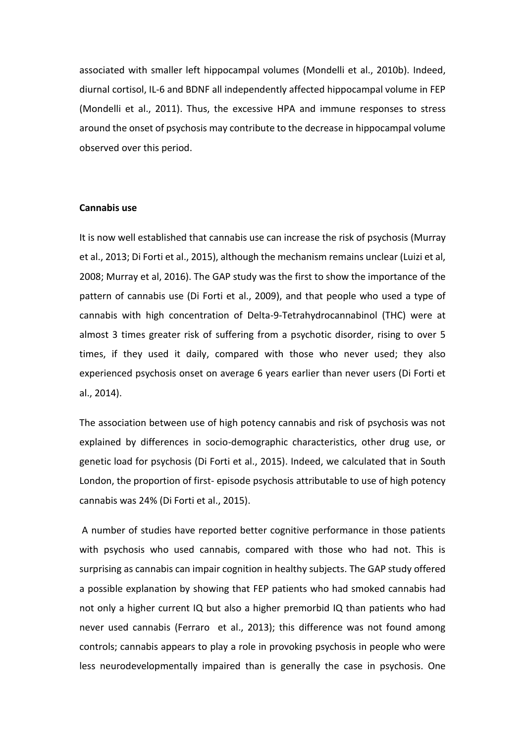associated with smaller left hippocampal volumes (Mondelli et al., 2010b). Indeed, diurnal cortisol, IL-6 and BDNF all independently affected hippocampal volume in FEP (Mondelli et al., 2011). Thus, the excessive HPA and immune responses to stress around the onset of psychosis may contribute to the decrease in hippocampal volume observed over this period.

**Cannabis use**

It is now well established that cannabis use can increase the risk of psychosis (Murray et al., 2013; Di Forti et al., 2015), although the mechanism remains unclear (Luizi et al, 2008; Murray et al, 2016). The GAP study was the first to show the importance of the pattern of cannabis use (Di Forti et al., 2009), and that people who used a type of cannabis with high concentration of Delta-9-Tetrahydrocannabinol (THC) were at almost 3 times greater risk of suffering from a psychotic disorder, rising to over 5 times, if they used it daily, compared with those who never used; they also experienced psychosis onset on average 6 years earlier than never users (Di Forti et al., 2014).

The association between use of high potency cannabis and risk of psychosis was not explained by differences in socio-demographic characteristics, other drug use, or genetic load for psychosis (Di Forti et al., 2015). Indeed, we calculated that in South London, the proportion of first- episode psychosis attributable to use of high potency cannabis was 24% (Di Forti et al., 2015).

A number of studies have reported better cognitive performance in those patients with psychosis who used cannabis, compared with those who had not. This is surprising as cannabis can impair cognition in healthy subjects. The GAP study offered a possible explanation by showing that FEP patients who had smoked cannabis had not only a higher current IQ but also a higher premorbid IQ than patients who had never used cannabis (Ferraro et al., 2013); this difference was not found among controls; cannabis appears to play a role in provoking psychosis in people who were less neurodevelopmentally impaired than is generally the case in psychosis. One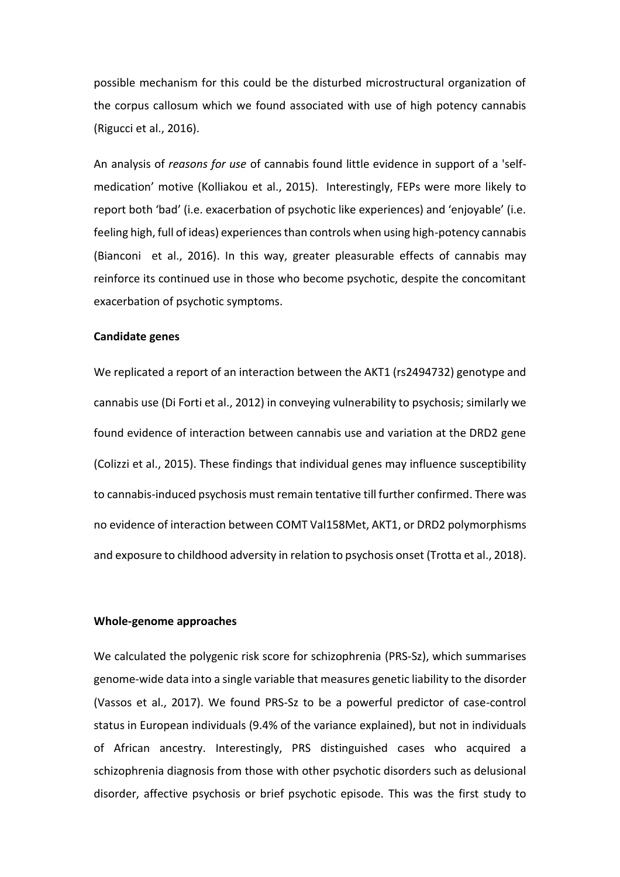possible mechanism for this could be the disturbed microstructural organization of the corpus callosum which we found associated with use of high potency cannabis (Rigucci et al., 2016).

An analysis of *reasons for use* of cannabis found little evidence in support of a 'self-medication' motive (Kolliakou et al., 2015). Interestingly, FEPs were more likely to report both 'bad' (i.e. exacerbation of psychotic like experiences) and 'enjoyable' (i.e. feeling high, full of ideas) experiences than controls when using high-potency cannabis (Bianconi et al., 2016). In this way, greater pleasurable effects of cannabis may reinforce its continued use in those who become psychotic, despite the concomitant exacerbation of psychotic symptoms.

**Candidate genes**

We replicated a report of an interaction between the AKT1 (rs2494732) genotype and cannabis use (Di Forti et al., 2012) in conveying vulnerability to psychosis; similarly we found evidence of interaction between cannabis use and variation at the DRD2 gene (Colizzi et al., 2015). These findings that individual genes may influence susceptibility to cannabis-induced psychosis must remain tentative till further confirmed. There was no evidence of interaction between COMT Val158Met, AKT1, or DRD2 polymorphisms and exposure to childhood adversity in relation to psychosis onset (Trotta et al., 2018).

**Whole-genome approaches**

We calculated the polygenic risk score for schizophrenia (PRS-Sz), which summarises genome-wide data into a single variable that measures genetic liability to the disorder (Vassos et al., 2017). We found PRS-Sz to be a powerful predictor of case-control status in European individuals (9.4% of the variance explained), but not in individuals of African ancestry. Interestingly, PRS distinguished cases who acquired a schizophrenia diagnosis from those with other psychotic disorders such as delusional disorder, affective psychosis or brief psychotic episode. This was the first study to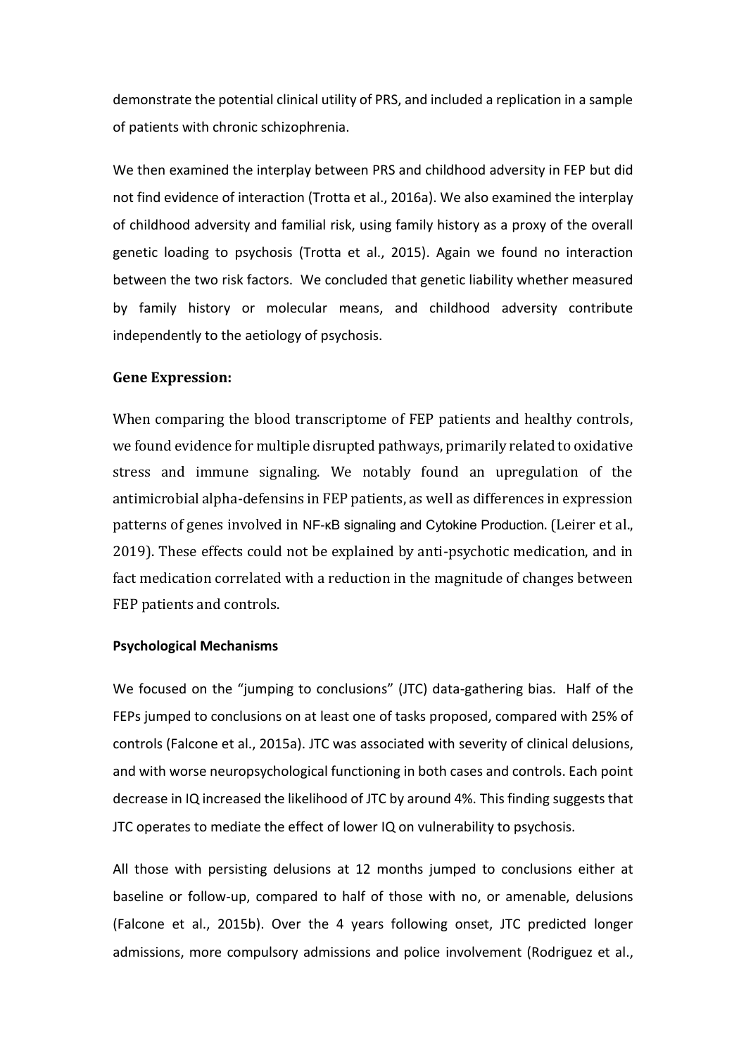demonstrate the potential clinical utility of PRS, and included a replication in a sample of patients with chronic schizophrenia.

We then examined the interplay between PRS and childhood adversity in FEP but did not find evidence of interaction (Trotta et al., 2016a). We also examined the interplay of childhood adversity and familial risk, using family history as a proxy of the overall genetic loading to psychosis (Trotta et al., 2015). Again we found no interaction between the two risk factors. We concluded that genetic liability whether measured by family history or molecular means, and childhood adversity contribute independently to the aetiology of psychosis.

### Gene Expression:

When comparing the blood transcriptome of FEP patients and healthy controls, we found evidence for multiple disrupted pathways, primarily related to oxidative stress and immune signaling. We notably found an upregulation of the antimicrobial alpha-defensins in FEP patients, as well as differences in expression patterns of genes involved in NF-κB signaling and Cytokine Production. (Leirer et al., 2019). These effects could not be explained by anti-psychotic medication, and in fact medication correlated with a reduction in the magnitude of changes between FEP patients and controls.

### Psychological Mechanisms

We focused on the "jumping to conclusions" (JTC) data-gathering bias. Half of the FEPs jumped to conclusions on at least one of tasks proposed, compared with 25% of controls (Falcone et al., 2015a). JTC was associated with severity of clinical delusions, and with worse neuropsychological functioning in both cases and controls. Each point decrease in IQ increased the likelihood of JTC by around 4%. This finding suggests that JTC operates to mediate the effect of lower IQ on vulnerability to psychosis.

All those with persisting delusions at 12 months jumped to conclusions either at baseline or follow-up, compared to half of those with no, or amenable, delusions (Falcone et al., 2015b). Over the 4 years following onset, JTC predicted longer admissions, more compulsory admissions and police involvement (Rodriguez et al.,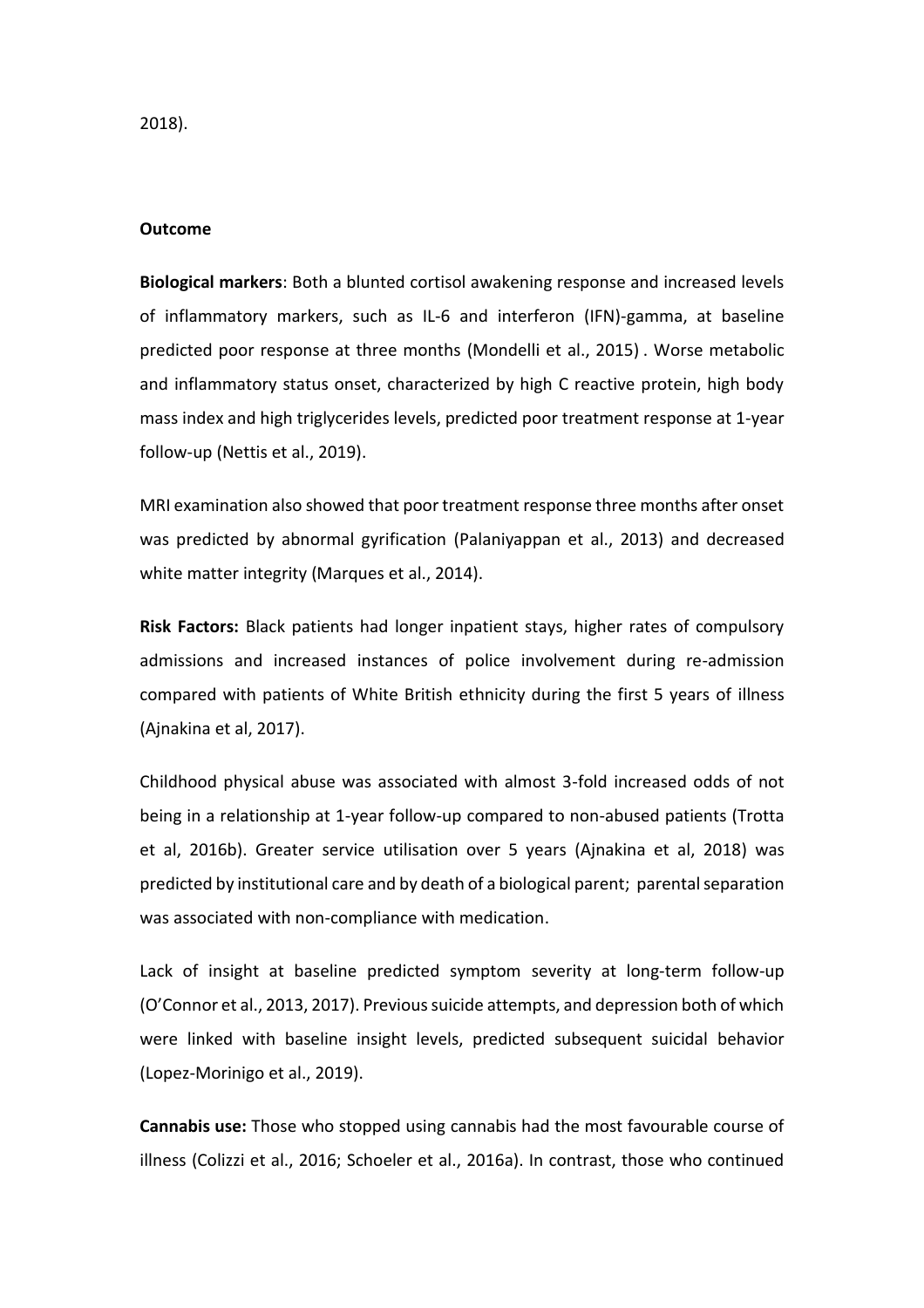2018).

**Outcome**

**Biological markers**: Both a blunted cortisol awakening response and increased levels of inflammatory markers, such as IL-6 and interferon (IFN)-gamma, at baseline predicted poor response at three months (Mondelli et al., 2015) . Worse metabolic and inflammatory status onset, characterized by high C reactive protein, high body mass index and high triglycerides levels, predicted poor treatment response at 1-year follow-up (Nettis et al., 2019).

MRI examination also showed that poor treatment response three months after onset was predicted by abnormal gyrification (Palaniyappan et al., 2013) and decreased white matter integrity (Marques et al., 2014).

**Risk Factors:** Black patients had longer inpatient stays, higher rates of compulsory admissions and increased instances of police involvement during re-admission compared with patients of White British ethnicity during the first 5 years of illness (Ajnakina et al, 2017).

Childhood physical abuse was associated with almost 3-fold increased odds of not being in a relationship at 1-year follow-up compared to non-abused patients (Trotta et al, 2016b). Greater service utilisation over 5 years (Ajnakina et al, 2018) was predicted by institutional care and by death of a biological parent; parental separation was associated with non-compliance with medication.

Lack of insight at baseline predicted symptom severity at long-term follow-up (O'Connor et al., 2013, 2017). Previous suicide attempts, and depression both of which were linked with baseline insight levels, predicted subsequent suicidal behavior (Lopez-Morinigo et al., 2019).

**Cannabis use:** Those who stopped using cannabis had the most favourable course of illness (Colizzi et al., 2016; Schoeler et al., 2016a). In contrast, those who continued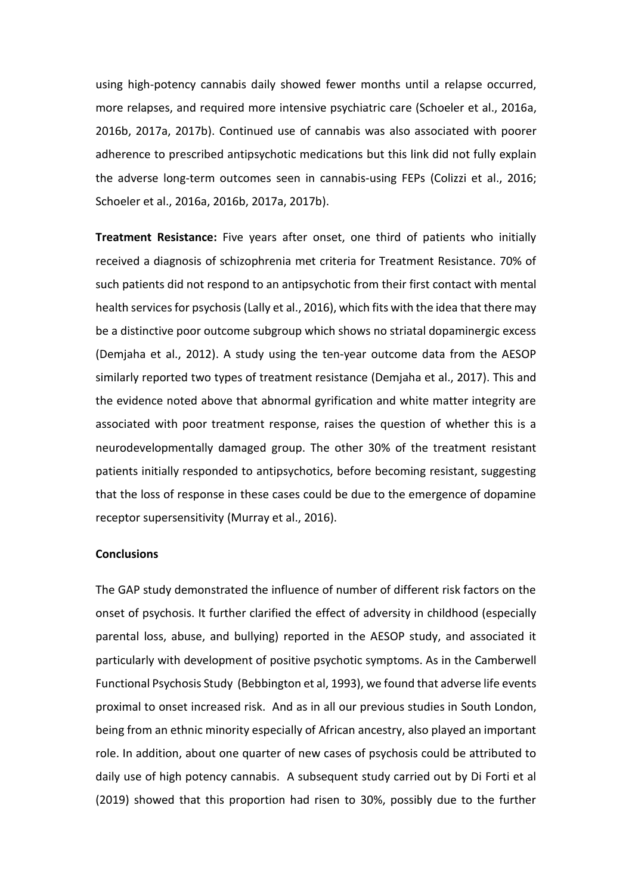using high-potency cannabis daily showed fewer months until a relapse occurred, more relapses, and required more intensive psychiatric care (Schoeler et al., 2016a, 2016b, 2017a, 2017b). Continued use of cannabis was also associated with poorer adherence to prescribed antipsychotic medications but this link did not fully explain the adverse long-term outcomes seen in cannabis-using FEPs (Colizzi et al., 2016; Schoeler et al., 2016a, 2016b, 2017a, 2017b).

**Treatment Resistance:** Five years after onset, one third of patients who initially received a diagnosis of schizophrenia met criteria for Treatment Resistance. 70% of such patients did not respond to an antipsychotic from their first contact with mental health services for psychosis (Lally et al., 2016), which fits with the idea that there may be a distinctive poor outcome subgroup which shows no striatal dopaminergic excess (Demjaha et al., 2012). A study using the ten-year outcome data from the AESOP similarly reported two types of treatment resistance (Demjaha et al., 2017). This and the evidence noted above that abnormal gyrification and white matter integrity are associated with poor treatment response, raises the question of whether this is a neurodevelopmentally damaged group. The other 30% of the treatment resistant patients initially responded to antipsychotics, before becoming resistant, suggesting that the loss of response in these cases could be due to the emergence of dopamine receptor supersensitivity (Murray et al., 2016).

**Conclusions**

The GAP study demonstrated the influence of number of different risk factors on the onset of psychosis. It further clarified the effect of adversity in childhood (especially parental loss, abuse, and bullying) reported in the AESOP study, and associated it particularly with development of positive psychotic symptoms. As in the Camberwell Functional Psychosis Study (Bebbington et al, 1993), we found that adverse life events proximal to onset increased risk. And as in all our previous studies in South London, being from an ethnic minority especially of African ancestry, also played an important role. In addition, about one quarter of new cases of psychosis could be attributed to daily use of high potency cannabis. A subsequent study carried out by Di Forti et al (2019) showed that this proportion had risen to 30%, possibly due to the further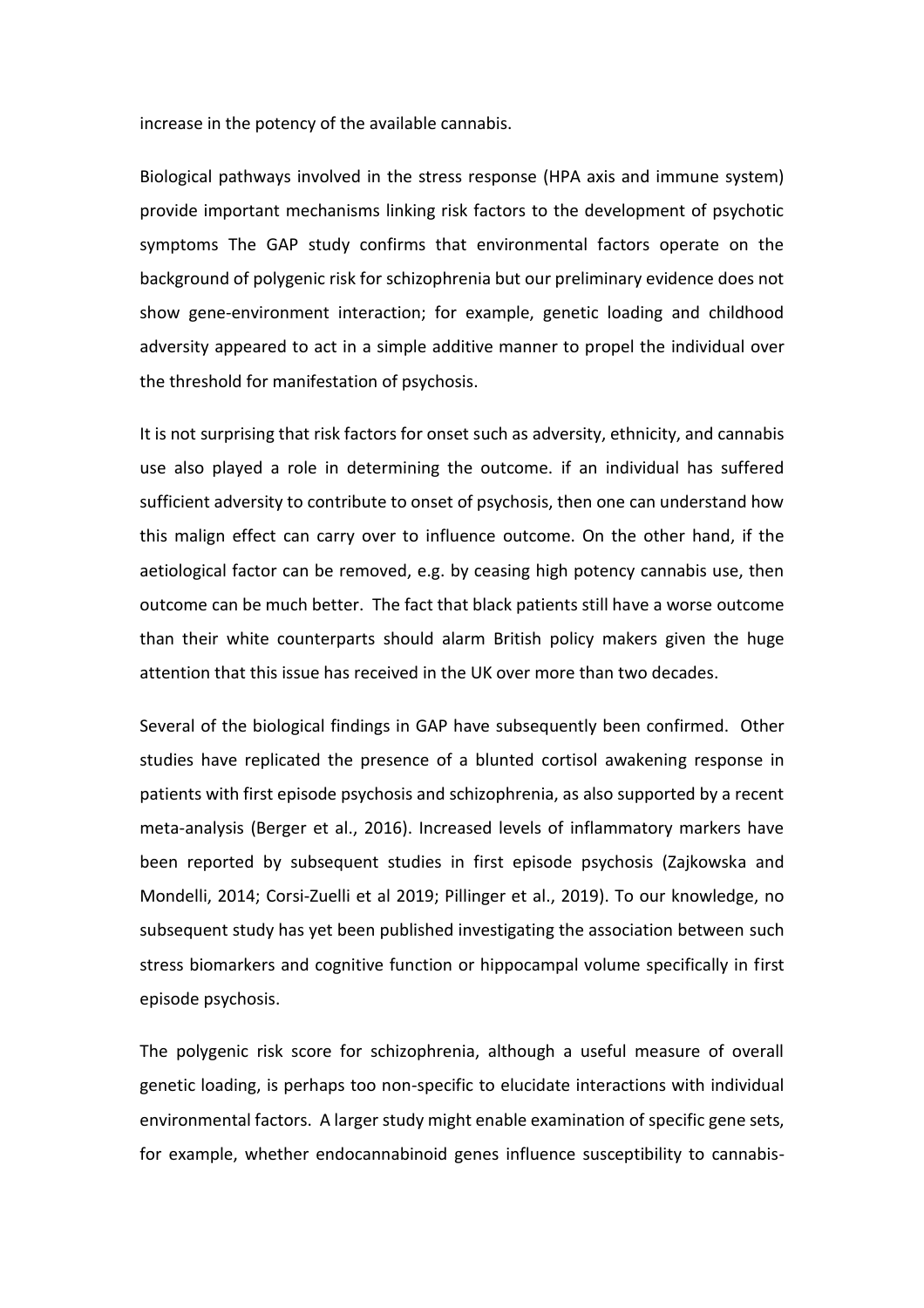increase in the potency of the available cannabis.

Biological pathways involved in the stress response (HPA axis and immune system) provide important mechanisms linking risk factors to the development of psychotic symptoms The GAP study confirms that environmental factors operate on the background of polygenic risk for schizophrenia but our preliminary evidence does not show gene-environment interaction; for example, genetic loading and childhood adversity appeared to act in a simple additive manner to propel the individual over the threshold for manifestation of psychosis.

It is not surprising that risk factors for onset such as adversity, ethnicity, and cannabis use also played a role in determining the outcome. if an individual has suffered sufficient adversity to contribute to onset of psychosis, then one can understand how this malign effect can carry over to influence outcome. On the other hand, if the aetiological factor can be removed, e.g. by ceasing high potency cannabis use, then outcome can be much better. The fact that black patients still have a worse outcome than their white counterparts should alarm British policy makers given the huge attention that this issue has received in the UK over more than two decades.

Several of the biological findings in GAP have subsequently been confirmed. Other studies have replicated the presence of a blunted cortisol awakening response in patients with first episode psychosis and schizophrenia, as also supported by a recent meta-analysis (Berger et al., 2016). Increased levels of inflammatory markers have been reported by subsequent studies in first episode psychosis (Zajkowska and Mondelli, 2014; Corsi-Zuelli et al 2019; Pillinger et al., 2019). To our knowledge, no subsequent study has yet been published investigating the association between such stress biomarkers and cognitive function or hippocampal volume specifically in first episode psychosis.

The polygenic risk score for schizophrenia, although a useful measure of overall genetic loading, is perhaps too non-specific to elucidate interactions with individual environmental factors. A larger study might enable examination of specific gene sets, for example, whether endocannabinoid genes influence susceptibility to cannabis-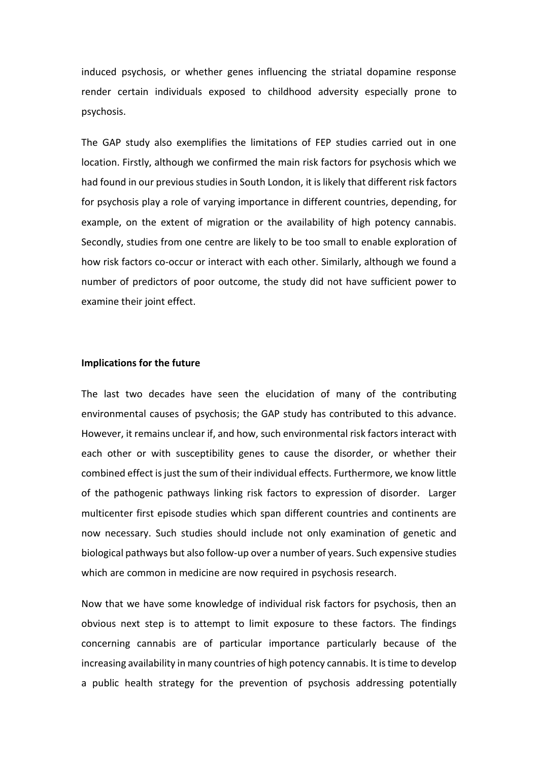induced psychosis, or whether genes influencing the striatal dopamine response render certain individuals exposed to childhood adversity especially prone to psychosis.

The GAP study also exemplifies the limitations of FEP studies carried out in one location. Firstly, although we confirmed the main risk factors for psychosis which we had found in our previous studies in South London, it is likely that different risk factors for psychosis play a role of varying importance in different countries, depending, for example, on the extent of migration or the availability of high potency cannabis. Secondly, studies from one centre are likely to be too small to enable exploration of how risk factors co-occur or interact with each other. Similarly, although we found a number of predictors of poor outcome, the study did not have sufficient power to examine their joint effect.

**Implications for the future**

The last two decades have seen the elucidation of many of the contributing environmental causes of psychosis; the GAP study has contributed to this advance. However, it remains unclear if, and how, such environmental risk factors interact with each other or with susceptibility genes to cause the disorder, or whether their combined effect is just the sum of their individual effects. Furthermore, we know little of the pathogenic pathways linking risk factors to expression of disorder. Larger multicenter first episode studies which span different countries and continents are now necessary. Such studies should include not only examination of genetic and biological pathways but also follow-up over a number of years. Such expensive studies which are common in medicine are now required in psychosis research.

Now that we have some knowledge of individual risk factors for psychosis, then an obvious next step is to attempt to limit exposure to these factors. The findings concerning cannabis are of particular importance particularly because of the increasing availability in many countries of high potency cannabis. It is time to develop a public health strategy for the prevention of psychosis addressing potentially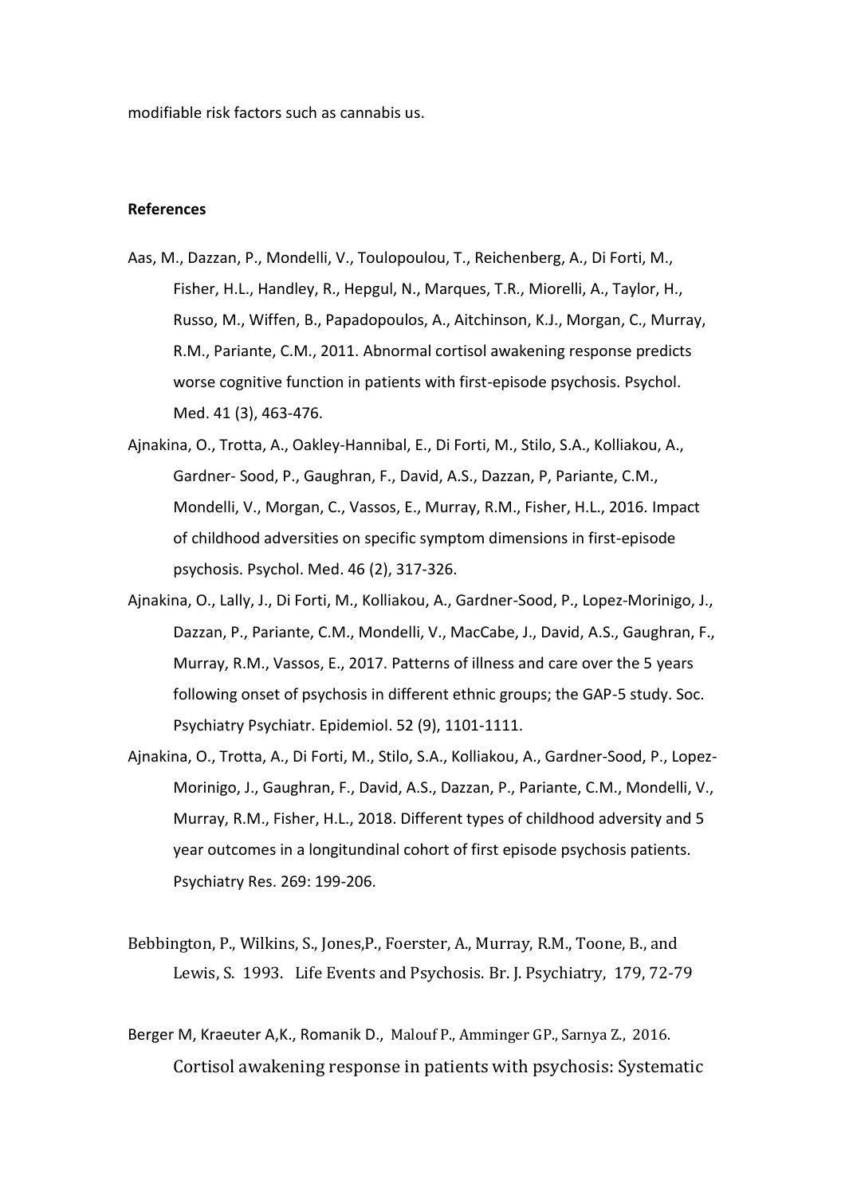modifiable risk factors such as cannabis us.

**References**

Aas, M., Dazzan, P., Mondelli, V., Toulopoulou, T., Reichenberg, A., Di Forti, M., Fisher, H.L., Handley, R., Hepgul, N., Marques, T.R., Miorelli, A., Taylor, H., Russo, M., Wiffen, B., Papadopoulos, A., Aitchinson, K.J., Morgan, C., Murray, R.M., Pariante, C.M., 2011. Abnormal cortisol awakening response predicts worse cognitive function in patients with first-episode psychosis. Psychol. Med. 41 (3), 463-476.

Ajnakina, O., Trotta, A., Oakley-Hannibal, E., Di Forti, M., Stilo, S.A., Kolliakou, A., Gardner- Sood, P., Gaughran, F., David, A.S., Dazzan, P, Pariante, C.M., Mondelli, V., Morgan, C., Vassos, E., Murray, R.M., Fisher, H.L., 2016. Impact of childhood adversities on specific symptom dimensions in first-episode psychosis. Psychol. Med. 46 (2), 317-326.

Ajnakina, O., Lally, J., Di Forti, M., Kolliakou, A., Gardner-Sood, P., Lopez-Morinigo, J., Dazzan, P., Pariante, C.M., Mondelli, V., MacCabe, J., David, A.S., Gaughran, F., Murray, R.M., Vassos, E., 2017. Patterns of illness and care over the 5 years following onset of psychosis in different ethnic groups; the GAP-5 study. Soc. Psychiatry Psychiatr. Epidemiol. 52 (9), 1101-1111.

Ajnakina, O., Trotta, A., Di Forti, M., Stilo, S.A., Kolliakou, A., Gardner-Sood, P., Lopez-Morinigo, J., Gaughran, F., David, A.S., Dazzan, P., Pariante, C.M., Mondelli, V., Murray, R.M., Fisher, H.L., 2018. Different types of childhood adversity and 5 year outcomes in a longitundinal cohort of first episode psychosis patients. Psychiatry Res. 269: 199-206.

Bebbington, P., Wilkins, S., Jones,P., Foerster, A., Murray, R.M., Toone, B., and Lewis, S. 1993. Life Events and Psychosis. Br. J. Psychiatry, 179, 72-79

Berger M, Kraeuter A,K., Romanik D., Malouf P., Amminger GP., Sarnya Z., 2016. Cortisol awakening response in patients with psychosis: Systematic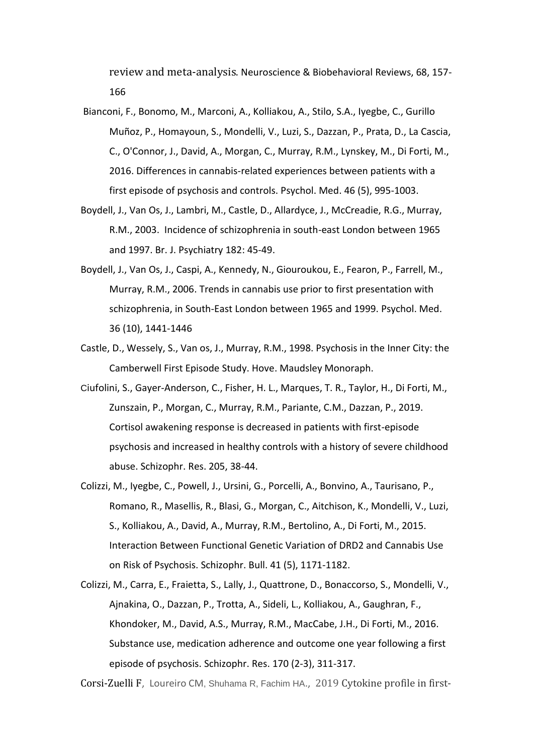review and meta-analysis. Neuroscience & Biobehavioral Reviews, 68, 157-166

Bianconi, F., Bonomo, M., Marconi, A., Kolliakou, A., Stilo, S.A., Iyegbe, C., Gurillo Muñoz, P., Homayoun, S., Mondelli, V., Luzi, S., Dazzan, P., Prata, D., La Cascia, C., O'Connor, J., David, A., Morgan, C., Murray, R.M., Lynskey, M., Di Forti, M., 2016. Differences in cannabis-related experiences between patients with a first episode of psychosis and controls. Psychol. Med. 46 (5), 995-1003.

Boydell, J., Van Os, J., Lambri, M., Castle, D., Allardyce, J., McCreadie, R.G., Murray, R.M., 2003. Incidence of schizophrenia in south-east London between 1965 and 1997. Br. J. Psychiatry 182: 45-49.

Boydell, J., Van Os, J., Caspi, A., Kennedy, N., Giouroukou, E., Fearon, P., Farrell, M., Murray, R.M., 2006. Trends in cannabis use prior to first presentation with schizophrenia, in South-East London between 1965 and 1999. Psychol. Med. 36 (10), 1441-1446

Castle, D., Wessely, S., Van os, J., Murray, R.M., 1998. Psychosis in the Inner City: the Camberwell First Episode Study. Hove. Maudsley Monograph.

Ciufolini, S., Gayer-Anderson, C., Fisher, H. L., Marques, T. R., Taylor, H., Di Forti, M., Zunszain, P., Morgan, C., Murray, R.M., Pariante, C.M., Dazzan, P., 2019. Cortisol awakening response is decreased in patients with first-episode psychosis and increased in healthy controls with a history of severe childhood abuse. Schizophr. Res. 205, 38-44.

Colizzi, M., Iyegbe, C., Powell, J., Ursini, G., Porcelli, A., Bonvino, A., Taurisano, P., Romano, R., Masellis, R., Blasi, G., Morgan, C., Aitchison, K., Mondelli, V., Luzi, S., Kolliakou, A., David, A., Murray, R.M., Bertolino, A., Di Forti, M., 2015. Interaction Between Functional Genetic Variation of DRD2 and Cannabis Use on Risk of Psychosis. Schizophr. Bull. 41 (5), 1171-1182.

Colizzi, M., Carra, E., Fraietta, S., Lally, J., Quattrone, D., Bonaccorso, S., Mondelli, V., Ajnakina, O., Dazzan, P., Trotta, A., Sideli, L., Kolliakou, A., Gaughran, F., Khondoker, M., David, A.S., Murray, R.M., MacCabe, J.H., Di Forti, M., 2016. Substance use, medication adherence and outcome one year following a first episode of psychosis. Schizophr. Res. 170 (2-3), 311-317.

Corsi-Zuelli F, Loureiro CM, Shuhama R, Fachim HA., 2019 Cytokine profile in first-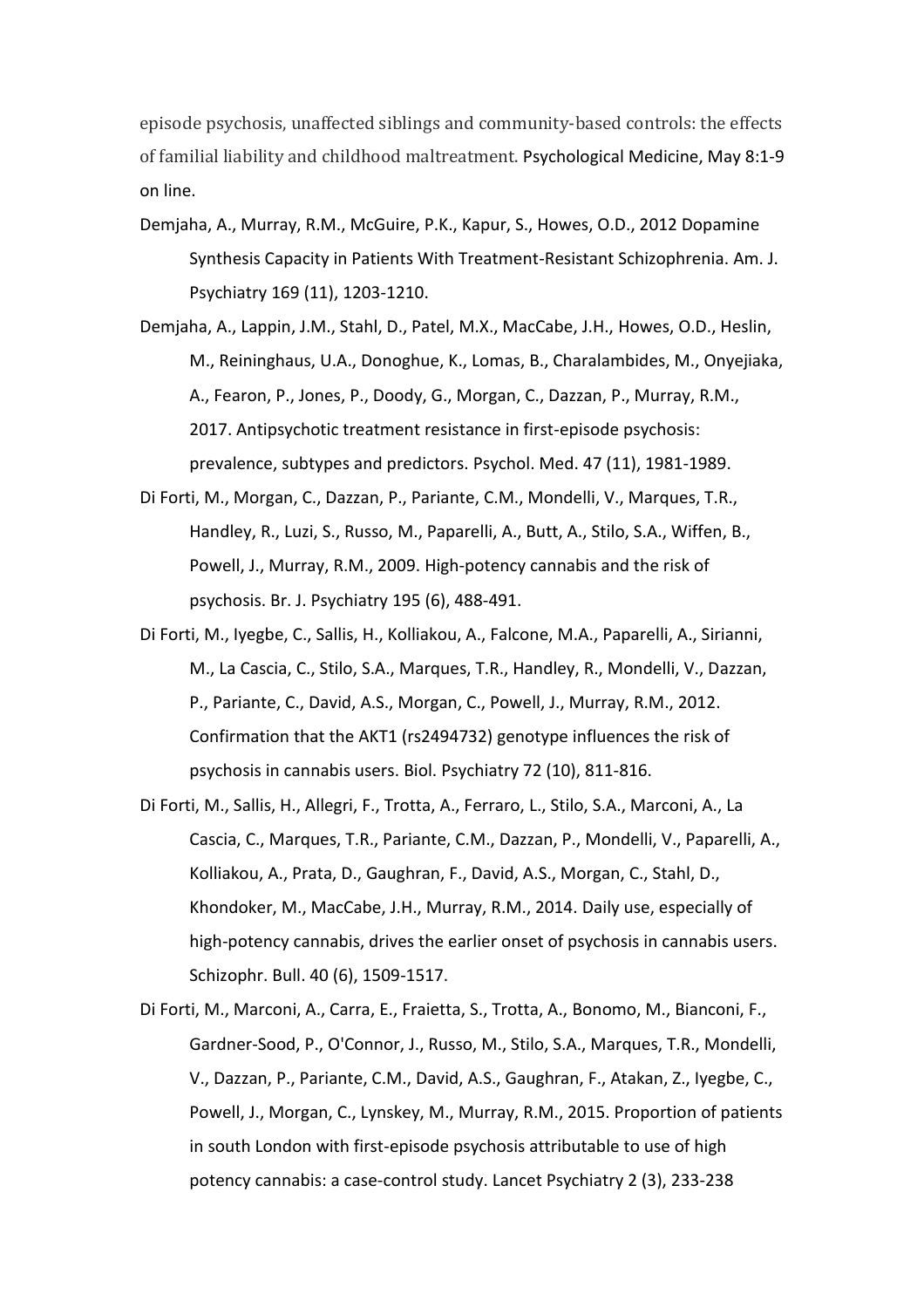episode psychosis, unaffected siblings and community-based controls: the effects of familial liability and childhood maltreatment. Psychological Medicine, May 8:1-9 on line.

Demjaha, A., Murray, R.M., McGuire, P.K., Kapur, S., Howes, O.D., 2012 Dopamine Synthesis Capacity in Patients With Treatment-Resistant Schizophrenia. Am. J. Psychiatry 169 (11), 1203-1210.

Demjaha, A., Lappin, J.M., Stahl, D., Patel, M.X., MacCabe, J.H., Howes, O.D., Heslin, M., Reininghaus, U.A., Donoghue, K., Lomas, B., Charalambides, M., Onyejiaka, A., Fearon, P., Jones, P., Doody, G., Morgan, C., Dazzan, P., Murray, R.M., 2017. Antipsychotic treatment resistance in first-episode psychosis: prevalence, subtypes and predictors. Psychol. Med. 47 (11), 1981-1989.

Di Forti, M., Morgan, C., Dazzan, P., Pariante, C.M., Mondelli, V., Marques, T.R., Handley, R., Luzi, S., Russo, M., Paparelli, A., Butt, A., Stilo, S.A., Wiffen, B., Powell, J., Murray, R.M., 2009. High-potency cannabis and the risk of psychosis. Br. J. Psychiatry 195 (6), 488-491.

Di Forti, M., Iyegbe, C., Sallis, H., Kolliakou, A., Falcone, M.A., Paparelli, A., Sirianni, M., La Cascia, C., Stilo, S.A., Marques, T.R., Handley, R., Mondelli, V., Dazzan, P., Pariante, C., David, A.S., Morgan, C., Powell, J., Murray, R.M., 2012. Confirmation that the AKT1 (rs2494732) genotype influences the risk of psychosis in cannabis users. Biol. Psychiatry 72 (10), 811-816.

Di Forti, M., Sallis, H., Allegri, F., Trotta, A., Ferraro, L., Stilo, S.A., Marconi, A., La Cascia, C., Marques, T.R., Pariante, C.M., Dazzan, P., Mondelli, V., Paparelli, A., Kolliakou, A., Prata, D., Gaughran, F., David, A.S., Morgan, C., Stahl, D., Khondoker, M., MacCabe, J.H., Murray, R.M., 2014. Daily use, especially of high-potency cannabis, drives the earlier onset of psychosis in cannabis users. Schizophr. Bull. 40 (6), 1509-1517.

Di Forti, M., Marconi, A., Carra, E., Fraietta, S., Trotta, A., Bonomo, M., Bianconi, F., Gardner-Sood, P., O'Connor, J., Russo, M., Stilo, S.A., Marques, T.R., Mondelli, V., Dazzan, P., Pariante, C.M., David, A.S., Gaughran, F., Atakan, Z., Iyegbe, C., Powell, J., Morgan, C., Lynskey, M., Murray, R.M., 2015. Proportion of patients in south London with first-episode psychosis attributable to use of high potency cannabis: a case-control study. Lancet Psychiatry 2 (3), 233-238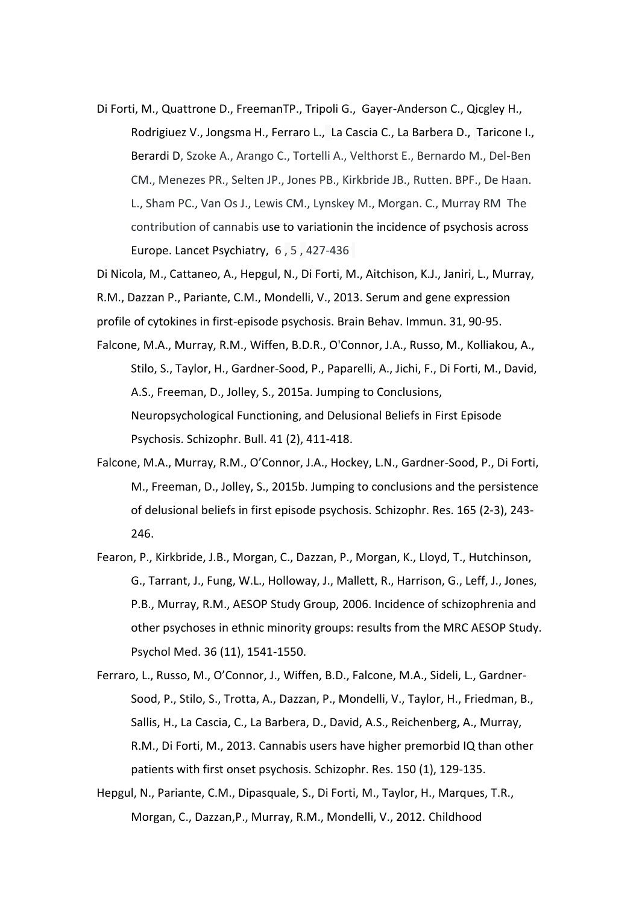Di Forti, M., Quattrone D., FreemanTP., Tripoli G., Gayer-Anderson C., Qicgley H., Rodrigiuez V., Jongsma H., Ferraro L., La Cascia C., La Barbera D., Taricone I., Berardi D, Szoke A., Arango C., Tortelli A., Velthorst E., Bernardo M., Del-Ben CM., Menezes PR., Selten JP., Jones PB., Kirkbride JB., Rutten. BPF., De Haan. L., Sham PC., Van Os J., Lewis CM., Lynskey M., Morgan. C., Murray RM The contribution of cannabis use to variationin the incidence of psychosis across Europe. Lancet Psychiatry, 6 , 5 , 427-436

Di Nicola, M., Cattaneo, A., Hepgul, N., Di Forti, M., Aitchison, K.J., Janiri, L., Murray, R.M., Dazzan P., Pariante, C.M., Mondelli, V., 2013. Serum and gene expression profile of cytokines in first-episode psychosis. Brain Behav. Immun. 31, 90-95.

Falcone, M.A., Murray, R.M., Wiffen, B.D.R., O'Connor, J.A., Russo, M., Kolliakou, A., Stilo, S., Taylor, H., Gardner-Sood, P., Paparelli, A., Jichi, F., Di Forti, M., David, A.S., Freeman, D., Jolley, S., 2015a. Jumping to Conclusions, Neuropsychological Functioning, and Delusional Beliefs in First Episode Psychosis. Schizophr. Bull. 41 (2), 411-418.

Falcone, M.A., Murray, R.M., O'Connor, J.A., Hockey, L.N., Gardner-Sood, P., Di Forti, M., Freeman, D., Jolley, S., 2015b. Jumping to conclusions and the persistence of delusional beliefs in first episode psychosis. Schizophr. Res. 165 (2-3), 243-246.

Fearon, P., Kirkbride, J.B., Morgan, C., Dazzan, P., Morgan, K., Lloyd, T., Hutchinson, G., Tarrant, J., Fung, W.L., Holloway, J., Mallett, R., Harrison, G., Leff, J., Jones, P.B., Murray, R.M., AESOP Study Group, 2006. Incidence of schizophrenia and other psychoses in ethnic minority groups: results from the MRC AESOP Study. Psychol Med. 36 (11), 1541-1550.

Ferraro, L., Russo, M., O'Connor, J., Wiffen, B.D., Falcone, M.A., Sideli, L., Gardner-Sood, P., Stilo, S., Trotta, A., Dazzan, P., Mondelli, V., Taylor, H., Friedman, B., Sallis, H., La Cascia, C., La Barbera, D., David, A.S., Reichenberg, A., Murray, R.M., Di Forti, M., 2013. Cannabis users have higher premorbid IQ than other patients with first onset psychosis. Schizophr. Res. 150 (1), 129-135.

Hepgul, N., Pariante, C.M., Dipasquale, S., Di Forti, M., Taylor, H., Marques, T.R., Morgan, C., Dazzan,P., Murray, R.M., Mondelli, V., 2012. Childhood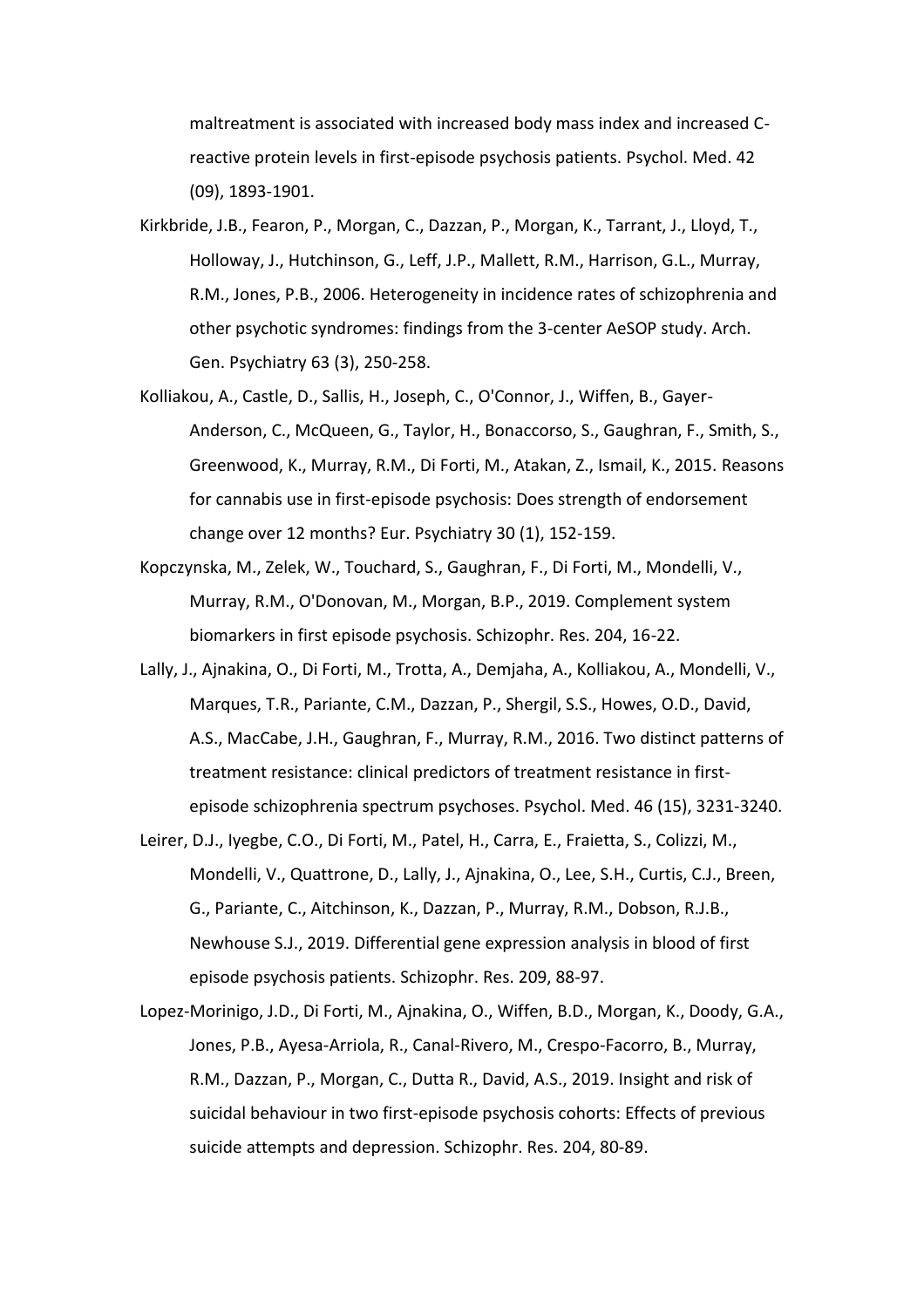maltreatment is associated with increased body mass index and increased C-reactive protein levels in first-episode psychosis patients. Psychol. Med. 42 (09), 1893-1901.

Kirkbride, J.B., Fearon, P., Morgan, C., Dazzan, P., Morgan, K., Tarrant, J., Lloyd, T., Holloway, J., Hutchinson, G., Leff, J.P., Mallett, R.M., Harrison, G.L., Murray, R.M., Jones, P.B., 2006. Heterogeneity in incidence rates of schizophrenia and other psychotic syndromes: findings from the 3-center AeSOP study. Arch. Gen. Psychiatry 63 (3), 250-258.

Kolliakou, A., Castle, D., Sallis, H., Joseph, C., O'Connor, J., Wiffen, B., Gayer-Anderson, C., McQueen, G., Taylor, H., Bonaccorso, S., Gaughran, F., Smith, S., Greenwood, K., Murray, R.M., Di Forti, M., Atakan, Z., Ismail, K., 2015. Reasons for cannabis use in first-episode psychosis: Does strength of endorsement change over 12 months? Eur. Psychiatry 30 (1), 152-159.

Kopczynska, M., Zelek, W., Touchard, S., Gaughran, F., Di Forti, M., Mondelli, V., Murray, R.M., O'Donovan, M., Morgan, B.P., 2019. Complement system biomarkers in first episode psychosis. Schizophr. Res. 204, 16-22.

Lally, J., Ajnakina, O., Di Forti, M., Trotta, A., Demjaha, A., Kolliakou, A., Mondelli, V., Marques, T.R., Pariante, C.M., Dazzan, P., Shergil, S.S., Howes, O.D., David, A.S., MacCabe, J.H., Gaughran, F., Murray, R.M., 2016. Two distinct patterns of treatment resistance: clinical predictors of treatment resistance in first-episode schizophrenia spectrum psychoses. Psychol. Med. 46 (15), 3231-3240.

Leirer, D.J., Iyegbe, C.O., Di Forti, M., Patel, H., Carra, E., Fraietta, S., Colizzi, M., Mondelli, V., Quattrone, D., Lally, J., Ajnakina, O., Lee, S.H., Curtis, C.J., Breen, G., Pariante, C., Aitchinson, K., Dazzan, P., Murray, R.M., Dobson, R.J.B., Newhouse S.J., 2019. Differential gene expression analysis in blood of first episode psychosis patients. Schizophr. Res. 209, 88-97.

Lopez-Morinigo, J.D., Di Forti, M., Ajnakina, O., Wiffen, B.D., Morgan, K., Doody, G.A., Jones, P.B., Ayesa-Arriola, R., Canal-Rivero, M., Crespo-Facorro, B., Murray, R.M., Dazzan, P., Morgan, C., Dutta R., David, A.S., 2019. Insight and risk of suicidal behaviour in two first-episode psychosis cohorts: Effects of previous suicide attempts and depression. Schizophr. Res. 204, 80-89.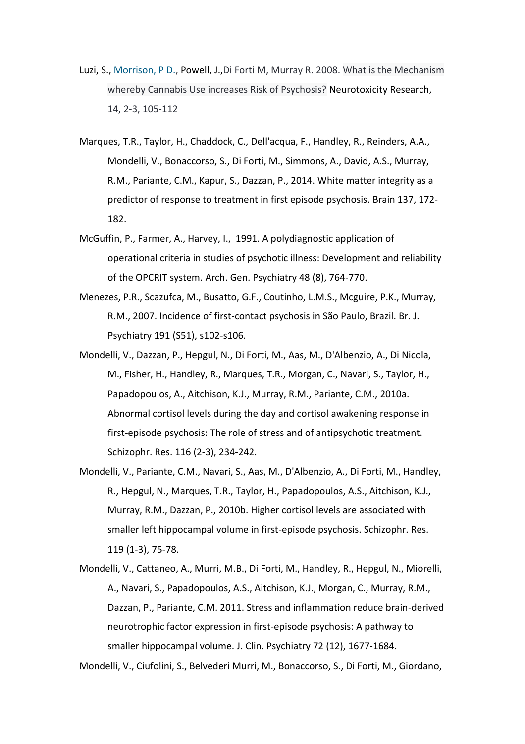Luzi, S., Morrison, P D., Powell, J.,Di Forti M, Murray R. 2008. What is the Mechanism whereby Cannabis Use increases Risk of Psychosis? Neurotoxicity Research, 14, 2-3, 105-112

Marques, T.R., Taylor, H., Chaddock, C., Dell'acqua, F., Handley, R., Reinders, A.A., Mondelli, V., Bonaccorso, S., Di Forti, M., Simmons, A., David, A.S., Murray, R.M., Pariante, C.M., Kapur, S., Dazzan, P., 2014. White matter integrity as a predictor of response to treatment in first episode psychosis. Brain 137, 172-182.

McGuffin, P., Farmer, A., Harvey, I., 1991. A polydiagnostic application of operational criteria in studies of psychotic illness: Development and reliability of the OPCRIT system. Arch. Gen. Psychiatry 48 (8), 764-770.

Menezes, P.R., Scazufca, M., Busatto, G.F., Coutinho, L.M.S., Mcguire, P.K., Murray, R.M., 2007. Incidence of first-contact psychosis in São Paulo, Brazil. Br. J. Psychiatry 191 (S51), s102-s106.

Mondelli, V., Dazzan, P., Hepgul, N., Di Forti, M., Aas, M., D'Albenzio, A., Di Nicola, M., Fisher, H., Handley, R., Marques, T.R., Morgan, C., Navari, S., Taylor, H., Papadopoulos, A., Aitchison, K.J., Murray, R.M., Pariante, C.M., 2010a. Abnormal cortisol levels during the day and cortisol awakening response in first-episode psychosis: The role of stress and of antipsychotic treatment. Schizophr. Res. 116 (2-3), 234-242.

Mondelli, V., Pariante, C.M., Navari, S., Aas, M., D'Albenzio, A., Di Forti, M., Handley, R., Hepgul, N., Marques, T.R., Taylor, H., Papadopoulos, A.S., Aitchison, K.J., Murray, R.M., Dazzan, P., 2010b. Higher cortisol levels are associated with smaller left hippocampal volume in first-episode psychosis. Schizophr. Res. 119 (1-3), 75-78.

Mondelli, V., Cattaneo, A., Murri, M.B., Di Forti, M., Handley, R., Hepgul, N., Miorelli, A., Navari, S., Papadopoulos, A.S., Aitchison, K.J., Morgan, C., Murray, R.M., Dazzan, P., Pariante, C.M. 2011. Stress and inflammation reduce brain-derived neurotrophic factor expression in first-episode psychosis: A pathway to smaller hippocampal volume. J. Clin. Psychiatry 72 (12), 1677-1684.

Mondelli, V., Ciufolini, S., Belvederi Murri, M., Bonaccorso, S., Di Forti, M., Giordano,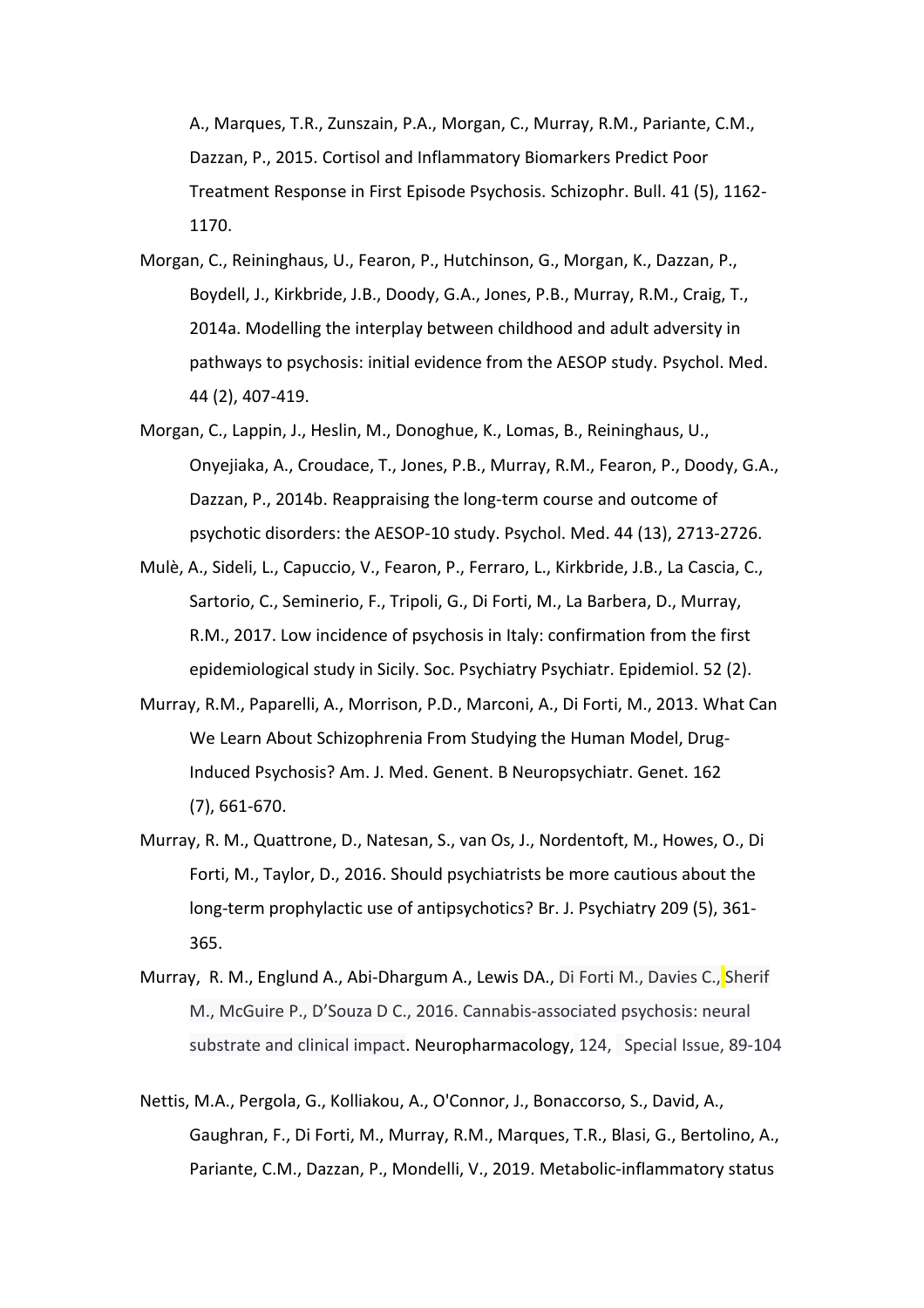A., Marques, T.R., Zunszain, P.A., Morgan, C., Murray, R.M., Pariante, C.M., Dazzan, P., 2015. Cortisol and Inflammatory Biomarkers Predict Poor Treatment Response in First Episode Psychosis. Schizophr. Bull. 41 (5), 1162-1170.

Morgan, C., Reininghaus, U., Fearon, P., Hutchinson, G., Morgan, K., Dazzan, P., Boydell, J., Kirkbride, J.B., Doody, G.A., Jones, P.B., Murray, R.M., Craig, T., 2014a. Modelling the interplay between childhood and adult adversity in pathways to psychosis: initial evidence from the AESOP study. Psychol. Med. 44 (2), 407-419.

Morgan, C., Lappin, J., Heslin, M., Donoghue, K., Lomas, B., Reininghaus, U., Onyejiaka, A., Croudace, T., Jones, P.B., Murray, R.M., Fearon, P., Doody, G.A., Dazzan, P., 2014b. Reappraising the long-term course and outcome of psychotic disorders: the AESOP-10 study. Psychol. Med. 44 (13), 2713-2726.

Mulè, A., Sideli, L., Capuccio, V., Fearon, P., Ferraro, L., Kirkbride, J.B., La Cascia, C., Sartorio, C., Seminerio, F., Tripoli, G., Di Forti, M., La Barbera, D., Murray, R.M., 2017. Low incidence of psychosis in Italy: confirmation from the first epidemiological study in Sicily. Soc. Psychiatry Psychiatr. Epidemiol. 52 (2).

Murray, R.M., Paparelli, A., Morrison, P.D., Marconi, A., Di Forti, M., 2013. What Can We Learn About Schizophrenia From Studying the Human Model, Drug-Induced Psychosis? Am. J. Med. Genent. B Neuropsychiatr. Genet. 162 (7), 661-670.

Murray, R. M., Quattrone, D., Natesan, S., van Os, J., Nordentoft, M., Howes, O., Di Forti, M., Taylor, D., 2016. Should psychiatrists be more cautious about the long-term prophylactic use of antipsychotics? Br. J. Psychiatry 209 (5), 361-365.

Murray, R. M., Englund A., Abi-Dhargum A., Lewis DA., Di Forti M., Davies C., Sherif M., McGuire P., D'Souza D C., 2016. Cannabis-associated psychosis: neural substrate and clinical impact. Neuropharmacology, 124, Special Issue, 89-104

Nettis, M.A., Pergola, G., Kolliakou, A., O'Connor, J., Bonaccorso, S., David, A., Gaughran, F., Di Forti, M., Murray, R.M., Marques, T.R., Blasi, G., Bertolino, A., Pariante, C.M., Dazzan, P., Mondelli, V., 2019. Metabolic-inflammatory status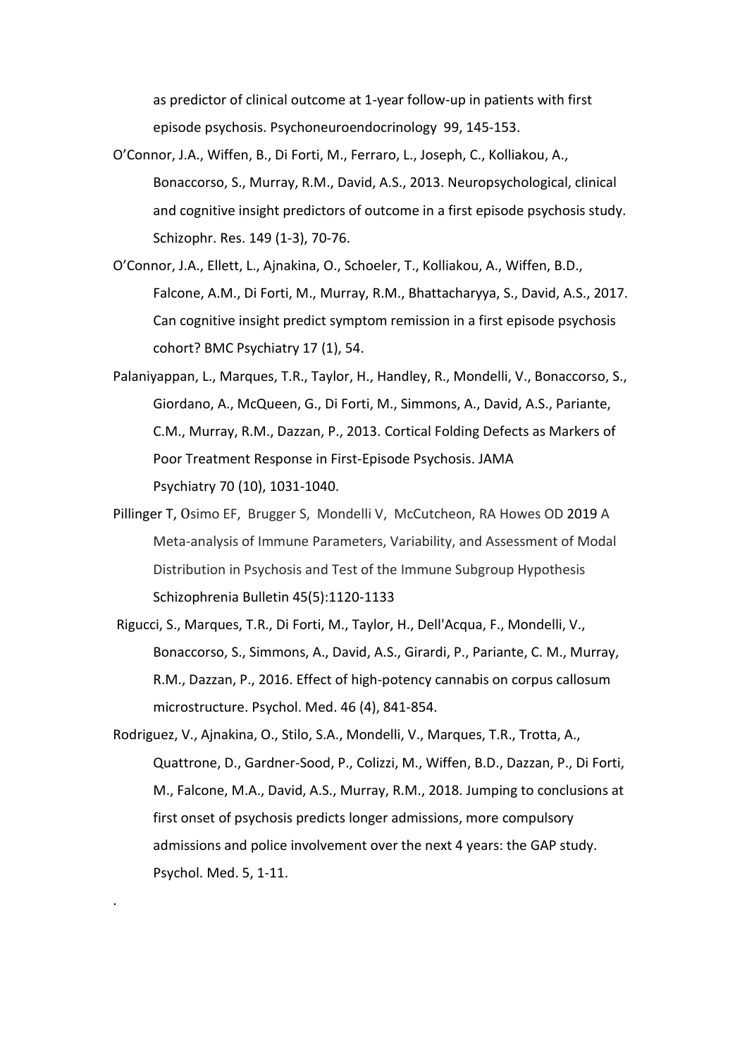as predictor of clinical outcome at 1-year follow-up in patients with first episode psychosis. Psychoneuroendocrinology 99, 145-153.

O'Connor, J.A., Wiffen, B., Di Forti, M., Ferraro, L., Joseph, C., Kolliakou, A., Bonaccorso, S., Murray, R.M., David, A.S., 2013. Neuropsychological, clinical and cognitive insight predictors of outcome in a first episode psychosis study. Schizophr. Res. 149 (1-3), 70-76.

O'Connor, J.A., Ellett, L., Ajnakina, O., Schoeler, T., Kolliakou, A., Wiffen, B.D., Falcone, A.M., Di Forti, M., Murray, R.M., Bhattacharyya, S., David, A.S., 2017. Can cognitive insight predict symptom remission in a first episode psychosis cohort? BMC Psychiatry 17 (1), 54.

Palaniyappan, L., Marques, T.R., Taylor, H., Handley, R., Mondelli, V., Bonaccorso, S., Giordano, A., McQueen, G., Di Forti, M., Simmons, A., David, A.S., Pariante, C.M., Murray, R.M., Dazzan, P., 2013. Cortical Folding Defects as Markers of Poor Treatment Response in First-Episode Psychosis. JAMA Psychiatry 70 (10), 1031-1040.

Pillinger T, Osimo EF, Brugger S, Mondelli V, McCutcheon, RA Howes OD 2019 A Meta-analysis of Immune Parameters, Variability, and Assessment of Modal Distribution in Psychosis and Test of the Immune Subgroup Hypothesis Schizophrenia Bulletin 45(5):1120-1133

Rigucci, S., Marques, T.R., Di Forti, M., Taylor, H., Dell'Acqua, F., Mondelli, V., Bonaccorso, S., Simmons, A., David, A.S., Girardi, P., Pariante, C. M., Murray, R.M., Dazzan, P., 2016. Effect of high-potency cannabis on corpus callosum microstructure. Psychol. Med. 46 (4), 841-854.

Rodriguez, V., Ajnakina, O., Stilo, S.A., Mondelli, V., Marques, T.R., Trotta, A., Quattrone, D., Gardner-Sood, P., Colizzi, M., Wiffen, B.D., Dazzan, P., Di Forti, M., Falcone, M.A., David, A.S., Murray, R.M., 2018. Jumping to conclusions at first onset of psychosis predicts longer admissions, more compulsory admissions and police involvement over the next 4 years: the GAP study. Psychol. Med. 5, 1-11.

.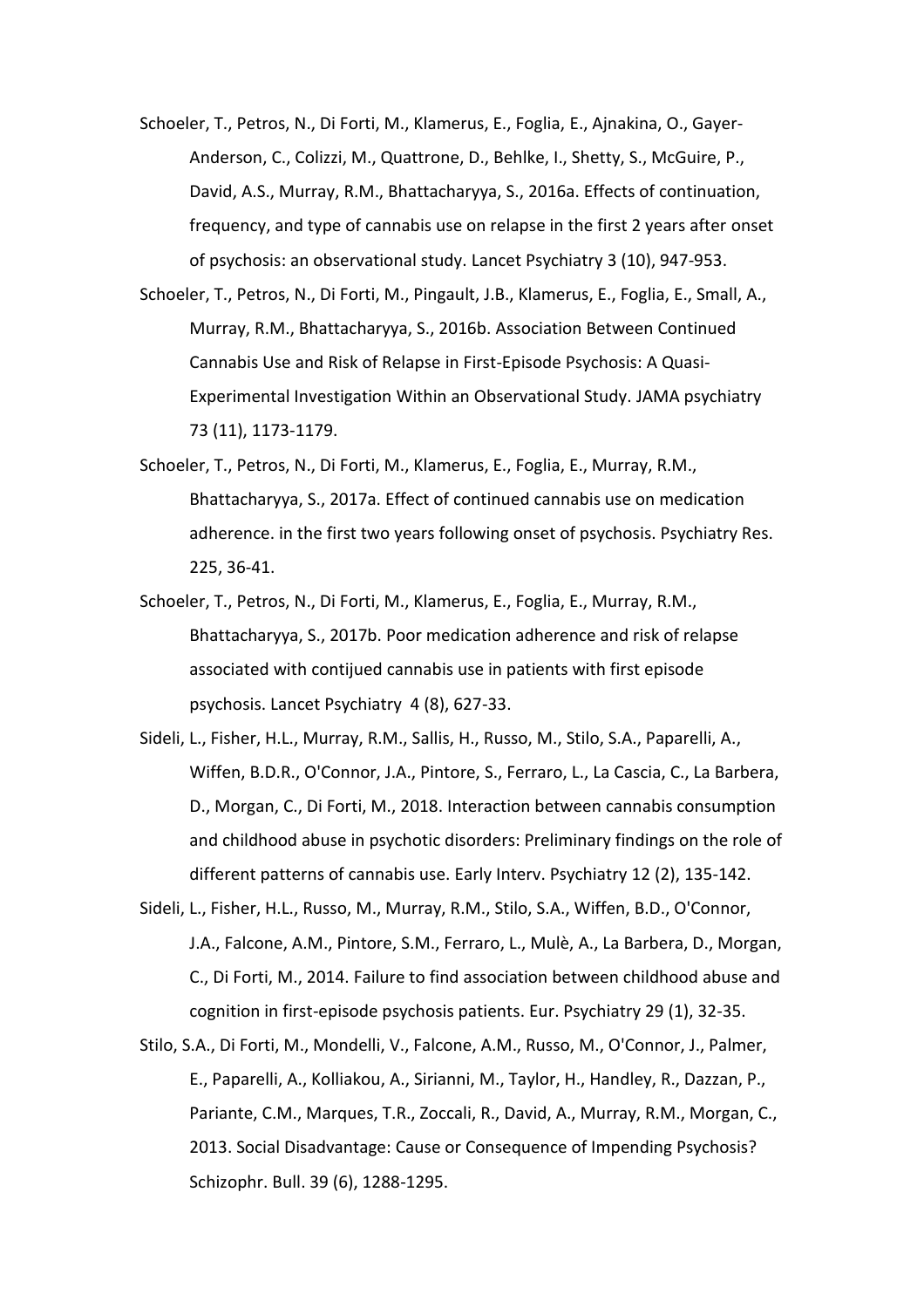Schoeler, T., Petros, N., Di Forti, M., Klamerus, E., Foglia, E., Ajnakina, O., Gayer-Anderson, C., Colizzi, M., Quattrone, D., Behlke, I., Shetty, S., McGuire, P., David, A.S., Murray, R.M., Bhattacharyya, S., 2016a. Effects of continuation, frequency, and type of cannabis use on relapse in the first 2 years after onset of psychosis: an observational study. Lancet Psychiatry 3 (10), 947-953.

Schoeler, T., Petros, N., Di Forti, M., Pingault, J.B., Klamerus, E., Foglia, E., Small, A., Murray, R.M., Bhattacharyya, S., 2016b. Association Between Continued Cannabis Use and Risk of Relapse in First-Episode Psychosis: A Quasi-Experimental Investigation Within an Observational Study. JAMA psychiatry 73 (11), 1173-1179.

Schoeler, T., Petros, N., Di Forti, M., Klamerus, E., Foglia, E., Murray, R.M., Bhattacharyya, S., 2017a. Effect of continued cannabis use on medication adherence. in the first two years following onset of psychosis. Psychiatry Res. 225, 36-41.

Schoeler, T., Petros, N., Di Forti, M., Klamerus, E., Foglia, E., Murray, R.M., Bhattacharyya, S., 2017b. Poor medication adherence and risk of relapse associated with contijued cannabis use in patients with first episode psychosis. Lancet Psychiatry 4 (8), 627-33.

Sideli, L., Fisher, H.L., Murray, R.M., Sallis, H., Russo, M., Stilo, S.A., Paparelli, A., Wiffen, B.D.R., O'Connor, J.A., Pintore, S., Ferraro, L., La Cascia, C., La Barbera, D., Morgan, C., Di Forti, M., 2018. Interaction between cannabis consumption and childhood abuse in psychotic disorders: Preliminary findings on the role of different patterns of cannabis use. Early Interv. Psychiatry 12 (2), 135-142.

Sideli, L., Fisher, H.L., Russo, M., Murray, R.M., Stilo, S.A., Wiffen, B.D., O'Connor, J.A., Falcone, A.M., Pintore, S.M., Ferraro, L., Mulè, A., La Barbera, D., Morgan, C., Di Forti, M., 2014. Failure to find association between childhood abuse and cognition in first-episode psychosis patients. Eur. Psychiatry 29 (1), 32-35.

Stilo, S.A., Di Forti, M., Mondelli, V., Falcone, A.M., Russo, M., O'Connor, J., Palmer, E., Paparelli, A., Kolliakou, A., Sirianni, M., Taylor, H., Handley, R., Dazzan, P., Pariante, C.M., Marques, T.R., Zoccali, R., David, A., Murray, R.M., Morgan, C., 2013. Social Disadvantage: Cause or Consequence of Impending Psychosis? Schizophr. Bull. 39 (6), 1288-1295.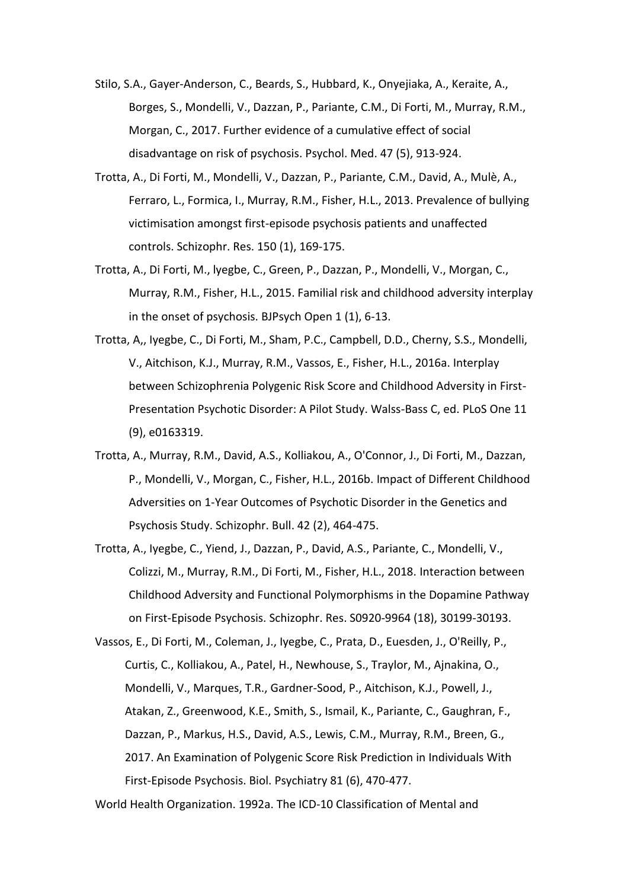Stilo, S.A., Gayer-Anderson, C., Beards, S., Hubbard, K., Onyejiaka, A., Keraite, A., Borges, S., Mondelli, V., Dazzan, P., Pariante, C.M., Di Forti, M., Murray, R.M., Morgan, C., 2017. Further evidence of a cumulative effect of social disadvantage on risk of psychosis. Psychol. Med. 47 (5), 913-924.

Trotta, A., Di Forti, M., Mondelli, V., Dazzan, P., Pariante, C.M., David, A., Mulè, A., Ferraro, L., Formica, I., Murray, R.M., Fisher, H.L., 2013. Prevalence of bullying victimisation amongst first-episode psychosis patients and unaffected controls. Schizophr. Res. 150 (1), 169-175.

Trotta, A., Di Forti, M., Iyegbe, C., Green, P., Dazzan, P., Mondelli, V., Morgan, C., Murray, R.M., Fisher, H.L., 2015. Familial risk and childhood adversity interplay in the onset of psychosis. BJPsych Open 1 (1), 6-13.

Trotta, A,, Iyegbe, C., Di Forti, M., Sham, P.C., Campbell, D.D., Cherny, S.S., Mondelli, V., Aitchison, K.J., Murray, R.M., Vassos, E., Fisher, H.L., 2016a. Interplay between Schizophrenia Polygenic Risk Score and Childhood Adversity in First-Presentation Psychotic Disorder: A Pilot Study. Walss-Bass C, ed. PLoS One 11 (9), e0163319.

Trotta, A., Murray, R.M., David, A.S., Kolliakou, A., O'Connor, J., Di Forti, M., Dazzan, P., Mondelli, V., Morgan, C., Fisher, H.L., 2016b. Impact of Different Childhood Adversities on 1-Year Outcomes of Psychotic Disorder in the Genetics and Psychosis Study. Schizophr. Bull. 42 (2), 464-475.

Trotta, A., Iyegbe, C., Yiend, J., Dazzan, P., David, A.S., Pariante, C., Mondelli, V., Colizzi, M., Murray, R.M., Di Forti, M., Fisher, H.L., 2018. Interaction between Childhood Adversity and Functional Polymorphisms in the Dopamine Pathway on First-Episode Psychosis. Schizophr. Res. S0920-9964 (18), 30199-30193.

Vassos, E., Di Forti, M., Coleman, J., Iyegbe, C., Prata, D., Euesden, J., O'Reilly, P., Curtis, C., Kolliakou, A., Patel, H., Newhouse, S., Traylor, M., Ajnakina, O., Mondelli, V., Marques, T.R., Gardner-Sood, P., Aitchison, K.J., Powell, J., Atakan, Z., Greenwood, K.E., Smith, S., Ismail, K., Pariante, C., Gaughran, F., Dazzan, P., Markus, H.S., David, A.S., Lewis, C.M., Murray, R.M., Breen, G., 2017. An Examination of Polygenic Score Risk Prediction in Individuals With First-Episode Psychosis. Biol. Psychiatry 81 (6), 470-477.

World Health Organization. 1992a. The ICD-10 Classification of Mental and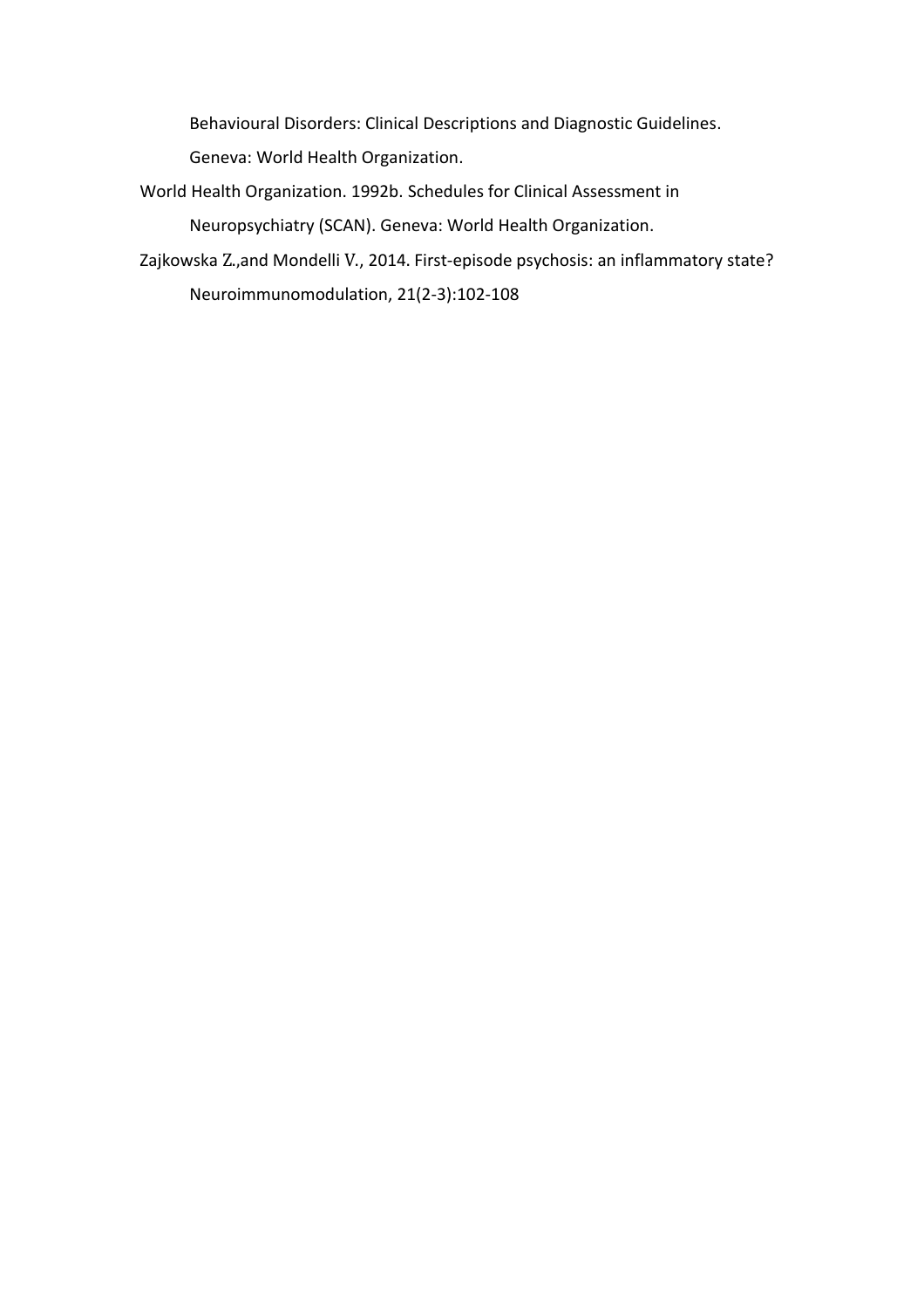Behavioural Disorders: Clinical Descriptions and Diagnostic Guidelines. Geneva: World Health Organization.

World Health Organization. 1992b. Schedules for Clinical Assessment in Neuropsychiatry (SCAN). Geneva: World Health Organization.

Zajkowska Z.,and Mondelli V., 2014. First-episode psychosis: an inflammatory state? Neuroimmunomodulation, 21(2-3):102-108